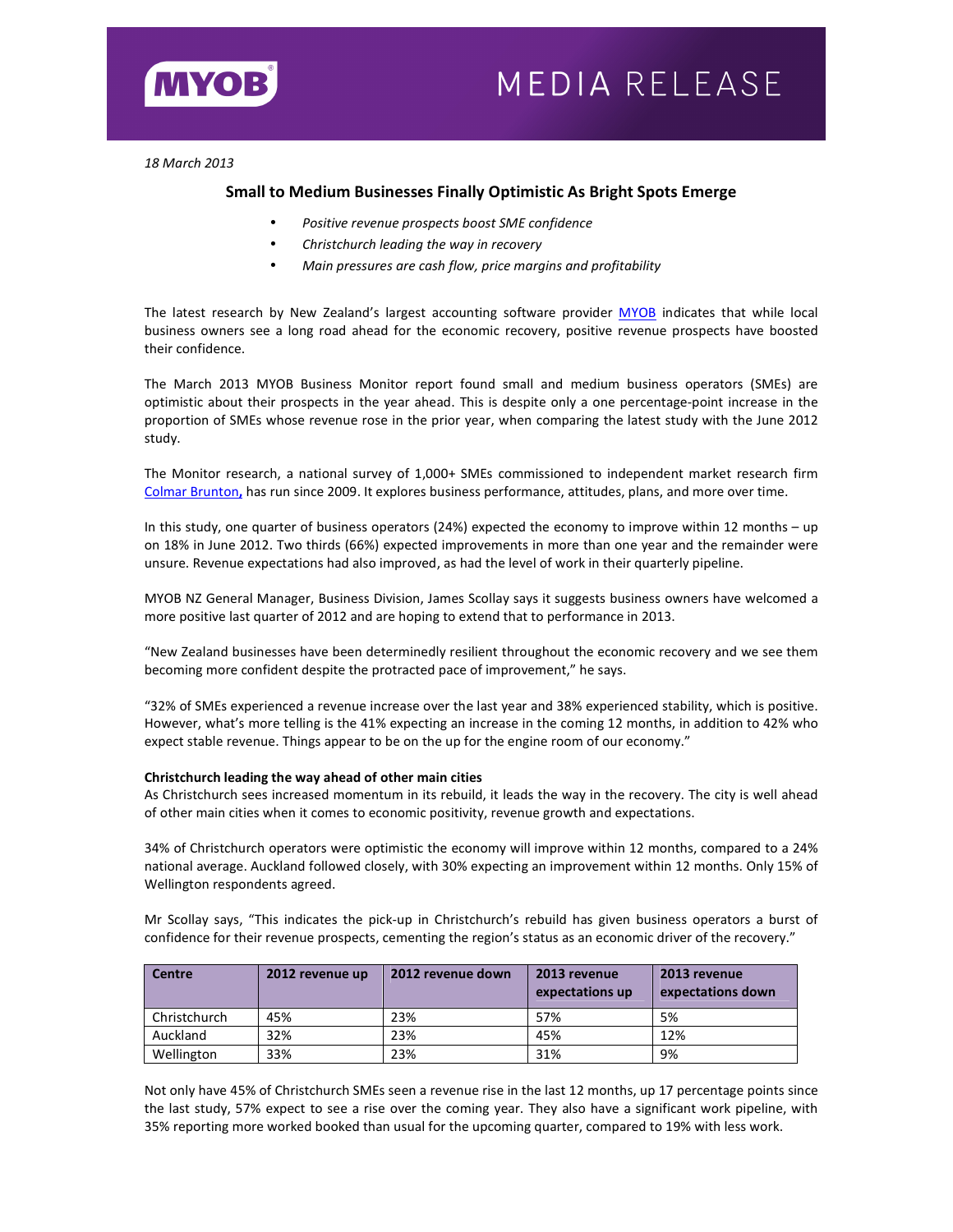MYOB MEDIA RELEASE

*18 March 2013*

## Small to Medium Businesses Finally Optimistic As Bright Spots Emerge

- *Positive revenue prospects boost SME confidence*
- *Christchurch leading the way in recovery*
- *Main pressures are cash flow, price margins and profitability*

The latest research by New Zealand's largest accounting software provider MYOB indicates that while local business owners see a long road ahead for the economic recovery, positive revenue prospects have boosted their confidence.

The March 2013 MYOB Business Monitor report found small and medium business operators (SMEs) are optimistic about their prospects in the year ahead. This is despite only a one percentage-point increase in the proportion of SMEs whose revenue rose in the prior year, when comparing the latest study with the June 2012 study.

The Monitor research, a national survey of 1,000+ SMEs commissioned to independent market research firm Colmar Brunton, has run since 2009. It explores business performance, attitudes, plans, and more over time.

In this study, one quarter of business operators (24%) expected the economy to improve within 12 months – up on 18% in June 2012. Two thirds (66%) expected improvements in more than one year and the remainder were unsure. Revenue expectations had also improved, as had the level of work in their quarterly pipeline.

MYOB NZ General Manager, Business Division, James Scollay says it suggests business owners have welcomed a more positive last quarter of 2012 and are hoping to extend that to performance in 2013.

"New Zealand businesses have been determinedly resilient throughout the economic recovery and we see them becoming more confident despite the protracted pace of improvement," he says.

"32% of SMEs experienced a revenue increase over the last year and 38% experienced stability, which is positive. However, what's more telling is the 41% expecting an increase in the coming 12 months, in addition to 42% who expect stable revenue. Things appear to be on the up for the engine room of our economy."

**Christchurch leading the way ahead of other main cities**

As Christchurch sees increased momentum in its rebuild, it leads the way in the recovery. The city is well ahead of other main cities when it comes to economic positivity, revenue growth and expectations.

34% of Christchurch operators were optimistic the economy will improve within 12 months, compared to a 24% national average. Auckland followed closely, with 30% expecting an improvement within 12 months. Only 15% of Wellington respondents agreed.

Mr Scollay says, "This indicates the pick-up in Christchurch's rebuild has given business operators a burst of confidence for their revenue prospects, cementing the region's status as an economic driver of the recovery."

| Centre | 2012 revenue up | 2012 revenue down | 2013 revenue expectations up | 2013 revenue expectations down |
|---|---|---|---|---|
| Christchurch | 45% | 23% | 57% | 5% |
| Auckland | 32% | 23% | 45% | 12% |
| Wellington | 33% | 23% | 31% | 9% |

Not only have 45% of Christchurch SMEs seen a revenue rise in the last 12 months, up 17 percentage points since the last study, 57% expect to see a rise over the coming year. They also have a significant work pipeline, with 35% reporting more worked booked than usual for the upcoming quarter, compared to 19% with less work.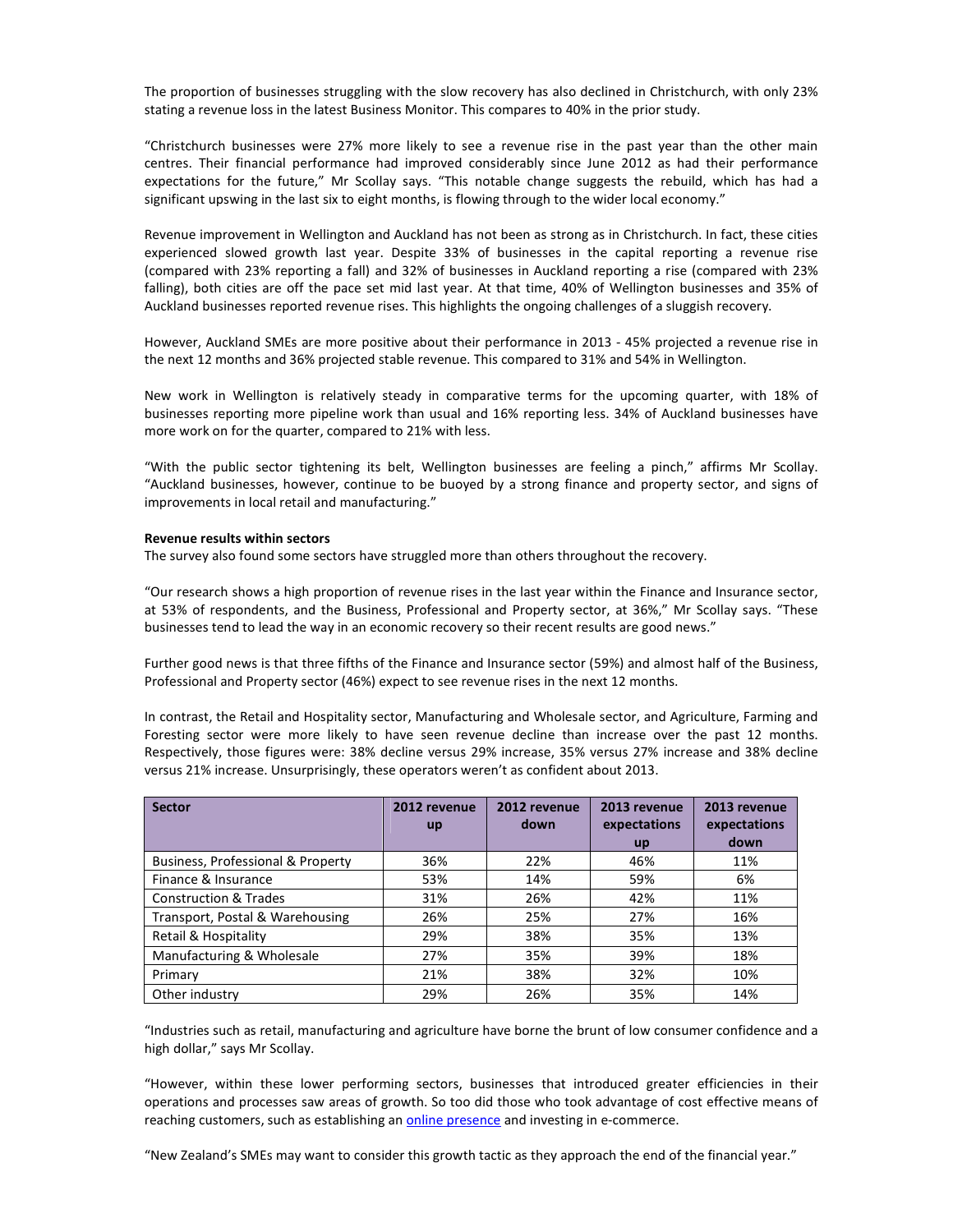The proportion of businesses struggling with the slow recovery has also declined in Christchurch, with only 23% stating a revenue loss in the latest Business Monitor. This compares to 40% in the prior study.

"Christchurch businesses were 27% more likely to see a revenue rise in the past year than the other main centres. Their financial performance had improved considerably since June 2012 as had their performance expectations for the future," Mr Scollay says. "This notable change suggests the rebuild, which has had a significant upswing in the last six to eight months, is flowing through to the wider local economy."

Revenue improvement in Wellington and Auckland has not been as strong as in Christchurch. In fact, these cities experienced slowed growth last year. Despite 33% of businesses in the capital reporting a revenue rise (compared with 23% reporting a fall) and 32% of businesses in Auckland reporting a rise (compared with 23% falling), both cities are off the pace set mid last year. At that time, 40% of Wellington businesses and 35% of Auckland businesses reported revenue rises. This highlights the ongoing challenges of a sluggish recovery.

However, Auckland SMEs are more positive about their performance in 2013 - 45% projected a revenue rise in the next 12 months and 36% projected stable revenue. This compared to 31% and 54% in Wellington.

New work in Wellington is relatively steady in comparative terms for the upcoming quarter, with 18% of businesses reporting more pipeline work than usual and 16% reporting less. 34% of Auckland businesses have more work on for the quarter, compared to 21% with less.

"With the public sector tightening its belt, Wellington businesses are feeling a pinch," affirms Mr Scollay. "Auckland businesses, however, continue to be buoyed by a strong finance and property sector, and signs of improvements in local retail and manufacturing."

**Revenue results within sectors**

The survey also found some sectors have struggled more than others throughout the recovery.

"Our research shows a high proportion of revenue rises in the last year within the Finance and Insurance sector, at 53% of respondents, and the Business, Professional and Property sector, at 36%," Mr Scollay says. "These businesses tend to lead the way in an economic recovery so their recent results are good news."

Further good news is that three fifths of the Finance and Insurance sector (59%) and almost half of the Business, Professional and Property sector (46%) expect to see revenue rises in the next 12 months.

In contrast, the Retail and Hospitality sector, Manufacturing and Wholesale sector, and Agriculture, Farming and Foresting sector were more likely to have seen revenue decline than increase over the past 12 months. Respectively, those figures were: 38% decline versus 29% increase, 35% versus 27% increase and 38% decline versus 21% increase. Unsurprisingly, these operators weren't as confident about 2013.

| Sector | 2012 revenue up | 2012 revenue down | 2013 revenue expectations up | 2013 revenue expectations down |
|---|---|---|---|---|
| Business, Professional & Property | 36% | 22% | 46% | 11% |
| Finance & Insurance | 53% | 14% | 59% | 6% |
| Construction & Trades | 31% | 26% | 42% | 11% |
| Transport, Postal & Warehousing | 26% | 25% | 27% | 16% |
| Retail & Hospitality | 29% | 38% | 35% | 13% |
| Manufacturing & Wholesale | 27% | 35% | 39% | 18% |
| Primary | 21% | 38% | 32% | 10% |
| Other industry | 29% | 26% | 35% | 14% |

"Industries such as retail, manufacturing and agriculture have borne the brunt of low consumer confidence and a high dollar," says Mr Scollay.

"However, within these lower performing sectors, businesses that introduced greater efficiencies in their operations and processes saw areas of growth. So too did those who took advantage of cost effective means of reaching customers, such as establishing an online presence and investing in e-commerce.

"New Zealand's SMEs may want to consider this growth tactic as they approach the end of the financial year."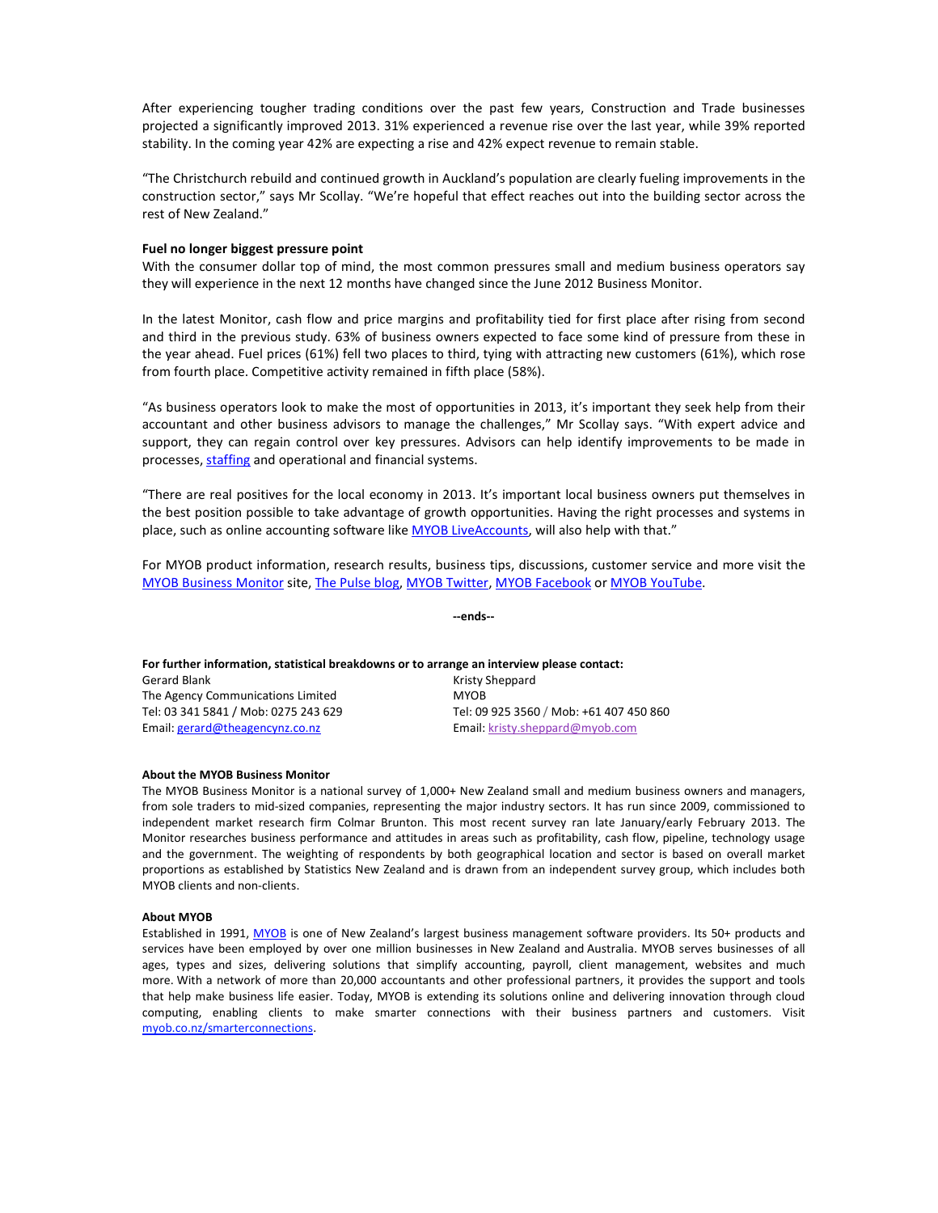After experiencing tougher trading conditions over the past few years, Construction and Trade businesses projected a significantly improved 2013. 31% experienced a revenue rise over the last year, while 39% reported stability. In the coming year 42% are expecting a rise and 42% expect revenue to remain stable.

"The Christchurch rebuild and continued growth in Auckland's population are clearly fueling improvements in the construction sector," says Mr Scollay. "We're hopeful that effect reaches out into the building sector across the rest of New Zealand."

**Fuel no longer biggest pressure point**

With the consumer dollar top of mind, the most common pressures small and medium business operators say they will experience in the next 12 months have changed since the June 2012 Business Monitor.

In the latest Monitor, cash flow and price margins and profitability tied for first place after rising from second and third in the previous study. 63% of business owners expected to face some kind of pressure from these in the year ahead. Fuel prices (61%) fell two places to third, tying with attracting new customers (61%), which rose from fourth place. Competitive activity remained in fifth place (58%).

"As business operators look to make the most of opportunities in 2013, it's important they seek help from their accountant and other business advisors to manage the challenges," Mr Scollay says. "With expert advice and support, they can regain control over key pressures. Advisors can help identify improvements to be made in processes, staffing and operational and financial systems.

"There are real positives for the local economy in 2013. It's important local business owners put themselves in the best position possible to take advantage of growth opportunities. Having the right processes and systems in place, such as online accounting software like MYOB LiveAccounts, will also help with that."

For MYOB product information, research results, business tips, discussions, customer service and more visit the MYOB Business Monitor site, The Pulse blog, MYOB Twitter, MYOB Facebook or MYOB YouTube.

**--ends--**

**For further information, statistical breakdowns or to arrange an interview please contact:**

Gerard Blank
The Agency Communications Limited
Tel: 03 341 5841 / Mob: 0275 243 629
Email: gerard@theagencynz.co.nz

Kristy Sheppard
MYOB
Tel: 09 925 3560 / Mob: +61 407 450 860
Email: kristy.sheppard@myob.com

**About the MYOB Business Monitor**

The MYOB Business Monitor is a national survey of 1,000+ New Zealand small and medium business owners and managers, from sole traders to mid-sized companies, representing the major industry sectors. It has run since 2009, commissioned to independent market research firm Colmar Brunton. This most recent survey ran late January/early February 2013. The Monitor researches business performance and attitudes in areas such as profitability, cash flow, pipeline, technology usage and the government. The weighting of respondents by both geographical location and sector is based on overall market proportions as established by Statistics New Zealand and is drawn from an independent survey group, which includes both MYOB clients and non-clients.

**About MYOB**

Established in 1991, MYOB is one of New Zealand's largest business management software providers. Its 50+ products and services have been employed by over one million businesses in New Zealand and Australia. MYOB serves businesses of all ages, types and sizes, delivering solutions that simplify accounting, payroll, client management, websites and much more. With a network of more than 20,000 accountants and other professional partners, it provides the support and tools that help make business life easier. Today, MYOB is extending its solutions online and delivering innovation through cloud computing, enabling clients to make smarter connections with their business partners and customers. Visit myob.co.nz/smarterconnections.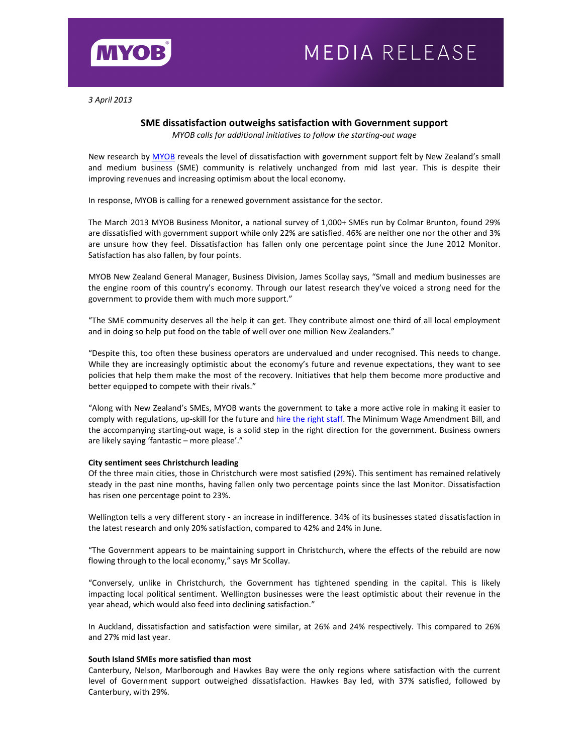MYOB

MEDIA RELEASE

*3 April 2013*

## SME dissatisfaction outweighs satisfaction with Government support

*MYOB calls for additional initiatives to follow the starting-out wage*

New research by MYOB reveals the level of dissatisfaction with government support felt by New Zealand's small and medium business (SME) community is relatively unchanged from mid last year. This is despite their improving revenues and increasing optimism about the local economy.

In response, MYOB is calling for a renewed government assistance for the sector.

The March 2013 MYOB Business Monitor, a national survey of 1,000+ SMEs run by Colmar Brunton, found 29% are dissatisfied with government support while only 22% are satisfied. 46% are neither one nor the other and 3% are unsure how they feel. Dissatisfaction has fallen only one percentage point since the June 2012 Monitor. Satisfaction has also fallen, by four points.

MYOB New Zealand General Manager, Business Division, James Scollay says, "Small and medium businesses are the engine room of this country's economy. Through our latest research they've voiced a strong need for the government to provide them with much more support."

"The SME community deserves all the help it can get. They contribute almost one third of all local employment and in doing so help put food on the table of well over one million New Zealanders."

"Despite this, too often these business operators are undervalued and under recognised. This needs to change. While they are increasingly optimistic about the economy's future and revenue expectations, they want to see policies that help them make the most of the recovery. Initiatives that help them become more productive and better equipped to compete with their rivals."

"Along with New Zealand's SMEs, MYOB wants the government to take a more active role in making it easier to comply with regulations, up-skill for the future and hire the right staff. The Minimum Wage Amendment Bill, and the accompanying starting-out wage, is a solid step in the right direction for the government. Business owners are likely saying 'fantastic – more please'."

**City sentiment sees Christchurch leading**

Of the three main cities, those in Christchurch were most satisfied (29%). This sentiment has remained relatively steady in the past nine months, having fallen only two percentage points since the last Monitor. Dissatisfaction has risen one percentage point to 23%.

Wellington tells a very different story - an increase in indifference. 34% of its businesses stated dissatisfaction in the latest research and only 20% satisfaction, compared to 42% and 24% in June.

"The Government appears to be maintaining support in Christchurch, where the effects of the rebuild are now flowing through to the local economy," says Mr Scollay.

"Conversely, unlike in Christchurch, the Government has tightened spending in the capital. This is likely impacting local political sentiment. Wellington businesses were the least optimistic about their revenue in the year ahead, which would also feed into declining satisfaction."

In Auckland, dissatisfaction and satisfaction were similar, at 26% and 24% respectively. This compared to 26% and 27% mid last year.

**South Island SMEs more satisfied than most**

Canterbury, Nelson, Marlborough and Hawkes Bay were the only regions where satisfaction with the current level of Government support outweighed dissatisfaction. Hawkes Bay led, with 37% satisfied, followed by Canterbury, with 29%.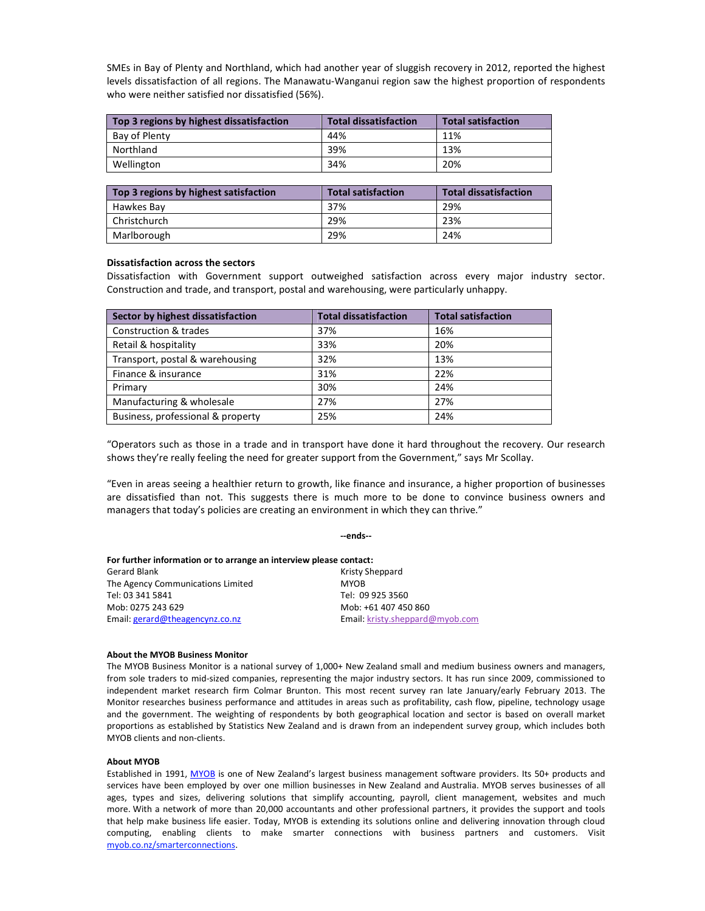SMEs in Bay of Plenty and Northland, which had another year of sluggish recovery in 2012, reported the highest levels dissatisfaction of all regions. The Manawatu-Wanganui region saw the highest proportion of respondents who were neither satisfied nor dissatisfied (56%).

| Top 3 regions by highest dissatisfaction | Total dissatisfaction | Total satisfaction |
|---|---|---|
| Bay of Plenty | 44% | 11% |
| Northland | 39% | 13% |
| Wellington | 34% | 20% |

| Top 3 regions by highest satisfaction | Total satisfaction | Total dissatisfaction |
|---|---|---|
| Hawkes Bay | 37% | 29% |
| Christchurch | 29% | 23% |
| Marlborough | 29% | 24% |

**Dissatisfaction across the sectors**

Dissatisfaction with Government support outweighed satisfaction across every major industry sector. Construction and trade, and transport, postal and warehousing, were particularly unhappy.

| Sector by highest dissatisfaction | Total dissatisfaction | Total satisfaction |
|---|---|---|
| Construction & trades | 37% | 16% |
| Retail & hospitality | 33% | 20% |
| Transport, postal & warehousing | 32% | 13% |
| Finance & insurance | 31% | 22% |
| Primary | 30% | 24% |
| Manufacturing & wholesale | 27% | 27% |
| Business, professional & property | 25% | 24% |

"Operators such as those in a trade and in transport have done it hard throughout the recovery. Our research shows they're really feeling the need for greater support from the Government," says Mr Scollay.

"Even in areas seeing a healthier return to growth, like finance and insurance, a higher proportion of businesses are dissatisfied than not. This suggests there is much more to be done to convince business owners and managers that today's policies are creating an environment in which they can thrive."

**--ends--**

**For further information or to arrange an interview please contact:**

Gerard Blank
The Agency Communications Limited
Tel: 03 341 5841
Mob: 0275 243 629
Email: gerard@theagencynz.co.nz

Kristy Sheppard
MYOB
Tel: 09 925 3560
Mob: +61 407 450 860
Email: kristy.sheppard@myob.com

**About the MYOB Business Monitor**

The MYOB Business Monitor is a national survey of 1,000+ New Zealand small and medium business owners and managers, from sole traders to mid-sized companies, representing the major industry sectors. It has run since 2009, commissioned to independent market research firm Colmar Brunton. This most recent survey ran late January/early February 2013. The Monitor researches business performance and attitudes in areas such as profitability, cash flow, pipeline, technology usage and the government. The weighting of respondents by both geographical location and sector is based on overall market proportions as established by Statistics New Zealand and is drawn from an independent survey group, which includes both MYOB clients and non-clients.

**About MYOB**

Established in 1991, MYOB is one of New Zealand's largest business management software providers. Its 50+ products and services have been employed by over one million businesses in New Zealand and Australia. MYOB serves businesses of all ages, types and sizes, delivering solutions that simplify accounting, payroll, client management, websites and much more. With a network of more than 20,000 accountants and other professional partners, it provides the support and tools that help make business life easier. Today, MYOB is extending its solutions online and delivering innovation through cloud computing, enabling clients to make smarter connections with business partners and customers. Visit myob.co.nz/smarterconnections.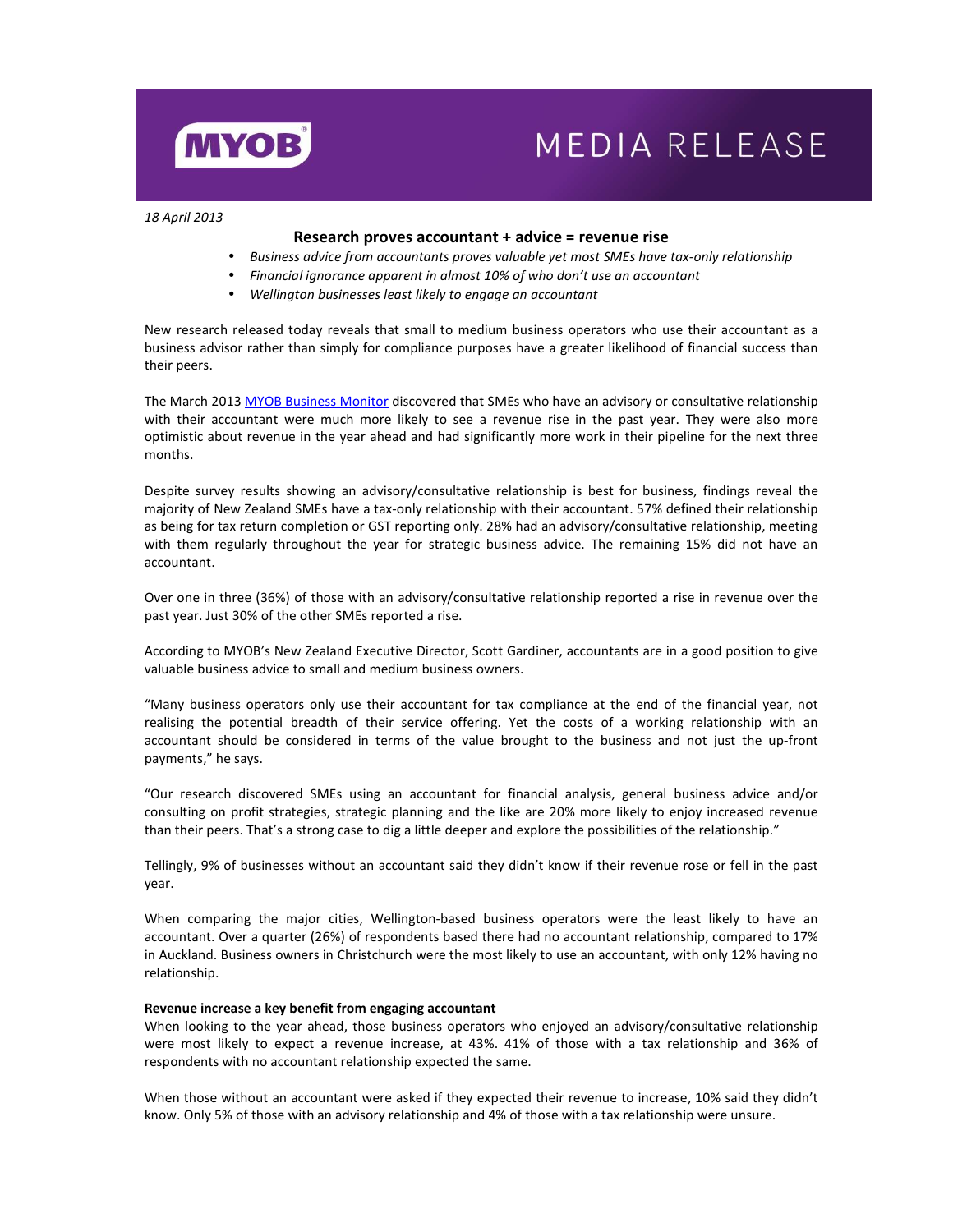MYOB

# MEDIA RELEASE

*18 April 2013*

## Research proves accountant + advice = revenue rise

- *Business advice from accountants proves valuable yet most SMEs have tax-only relationship*
- *Financial ignorance apparent in almost 10% of who don't use an accountant*
- *Wellington businesses least likely to engage an accountant*

New research released today reveals that small to medium business operators who use their accountant as a business advisor rather than simply for compliance purposes have a greater likelihood of financial success than their peers.

The March 2013 MYOB Business Monitor discovered that SMEs who have an advisory or consultative relationship with their accountant were much more likely to see a revenue rise in the past year. They were also more optimistic about revenue in the year ahead and had significantly more work in their pipeline for the next three months.

Despite survey results showing an advisory/consultative relationship is best for business, findings reveal the majority of New Zealand SMEs have a tax-only relationship with their accountant. 57% defined their relationship as being for tax return completion or GST reporting only. 28% had an advisory/consultative relationship, meeting with them regularly throughout the year for strategic business advice. The remaining 15% did not have an accountant.

Over one in three (36%) of those with an advisory/consultative relationship reported a rise in revenue over the past year. Just 30% of the other SMEs reported a rise.

According to MYOB's New Zealand Executive Director, Scott Gardiner, accountants are in a good position to give valuable business advice to small and medium business owners.

"Many business operators only use their accountant for tax compliance at the end of the financial year, not realising the potential breadth of their service offering. Yet the costs of a working relationship with an accountant should be considered in terms of the value brought to the business and not just the up-front payments," he says.

"Our research discovered SMEs using an accountant for financial analysis, general business advice and/or consulting on profit strategies, strategic planning and the like are 20% more likely to enjoy increased revenue than their peers. That's a strong case to dig a little deeper and explore the possibilities of the relationship."

Tellingly, 9% of businesses without an accountant said they didn't know if their revenue rose or fell in the past year.

When comparing the major cities, Wellington-based business operators were the least likely to have an accountant. Over a quarter (26%) of respondents based there had no accountant relationship, compared to 17% in Auckland. Business owners in Christchurch were the most likely to use an accountant, with only 12% having no relationship.

**Revenue increase a key benefit from engaging accountant**

When looking to the year ahead, those business operators who enjoyed an advisory/consultative relationship were most likely to expect a revenue increase, at 43%. 41% of those with a tax relationship and 36% of respondents with no accountant relationship expected the same.

When those without an accountant were asked if they expected their revenue to increase, 10% said they didn't know. Only 5% of those with an advisory relationship and 4% of those with a tax relationship were unsure.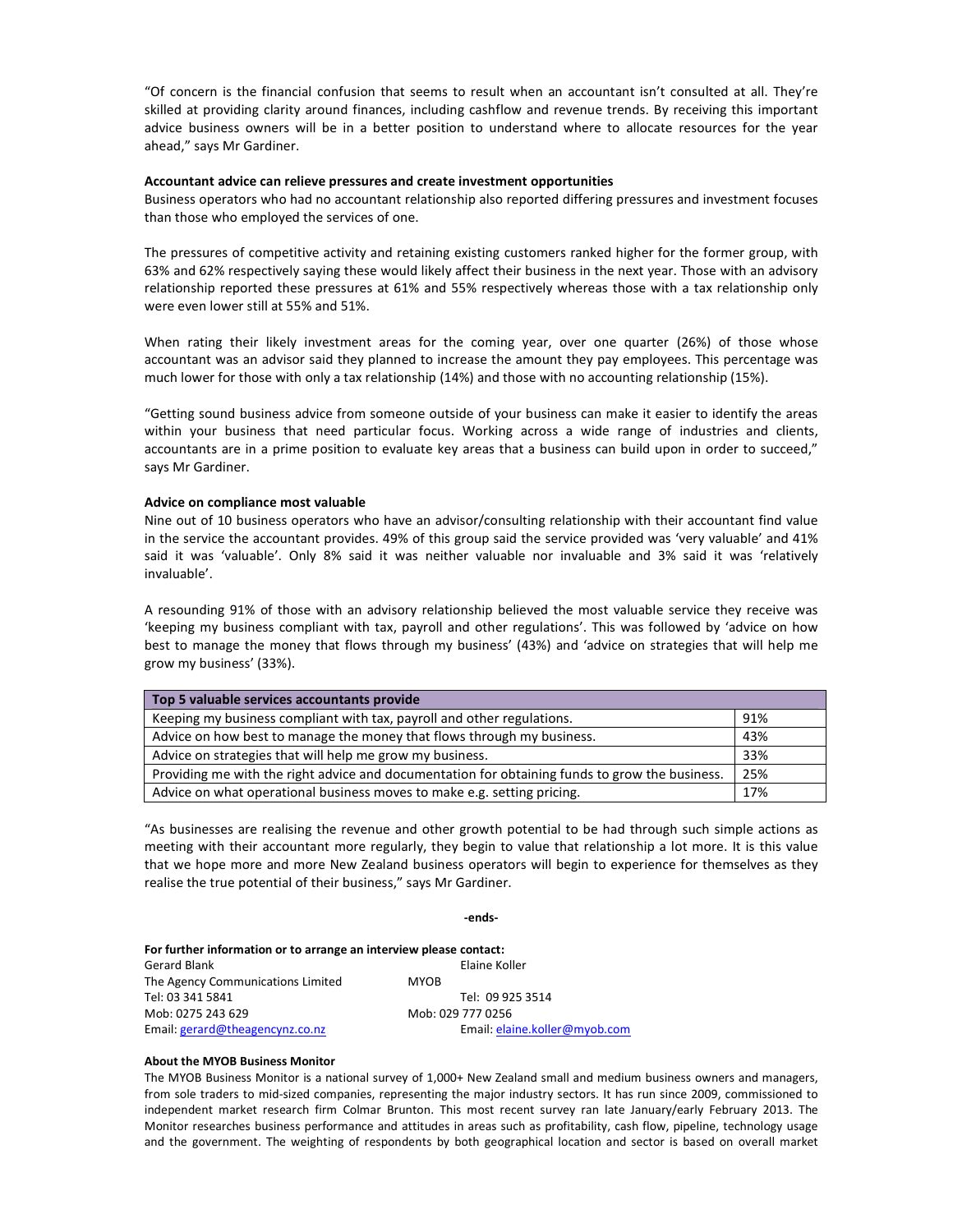"Of concern is the financial confusion that seems to result when an accountant isn't consulted at all. They're skilled at providing clarity around finances, including cashflow and revenue trends. By receiving this important advice business owners will be in a better position to understand where to allocate resources for the year ahead," says Mr Gardiner.

**Accountant advice can relieve pressures and create investment opportunities**

Business operators who had no accountant relationship also reported differing pressures and investment focuses than those who employed the services of one.

The pressures of competitive activity and retaining existing customers ranked higher for the former group, with 63% and 62% respectively saying these would likely affect their business in the next year. Those with an advisory relationship reported these pressures at 61% and 55% respectively whereas those with a tax relationship only were even lower still at 55% and 51%.

When rating their likely investment areas for the coming year, over one quarter (26%) of those whose accountant was an advisor said they planned to increase the amount they pay employees. This percentage was much lower for those with only a tax relationship (14%) and those with no accounting relationship (15%).

"Getting sound business advice from someone outside of your business can make it easier to identify the areas within your business that need particular focus. Working across a wide range of industries and clients, accountants are in a prime position to evaluate key areas that a business can build upon in order to succeed," says Mr Gardiner.

**Advice on compliance most valuable**

Nine out of 10 business operators who have an advisor/consulting relationship with their accountant find value in the service the accountant provides. 49% of this group said the service provided was 'very valuable' and 41% said it was 'valuable'. Only 8% said it was neither valuable nor invaluable and 3% said it was 'relatively invaluable'.

A resounding 91% of those with an advisory relationship believed the most valuable service they receive was 'keeping my business compliant with tax, payroll and other regulations'. This was followed by 'advice on how best to manage the money that flows through my business' (43%) and 'advice on strategies that will help me grow my business' (33%).

| Top 5 valuable services accountants provide | |
|---|---|
| Keeping my business compliant with tax, payroll and other regulations. | 91% |
| Advice on how best to manage the money that flows through my business. | 43% |
| Advice on strategies that will help me grow my business. | 33% |
| Providing me with the right advice and documentation for obtaining funds to grow the business. | 25% |
| Advice on what operational business moves to make e.g. setting pricing. | 17% |

"As businesses are realising the revenue and other growth potential to be had through such simple actions as meeting with their accountant more regularly, they begin to value that relationship a lot more. It is this value that we hope more and more New Zealand business operators will begin to experience for themselves as they realise the true potential of their business," says Mr Gardiner.

**-ends-**

**For further information or to arrange an interview please contact:**

Gerard Blank
The Agency Communications Limited
Tel: 03 341 5841
Mob: 0275 243 629
Email: gerard@theagencynz.co.nz

Elaine Koller
MYOB
Tel: 09 925 3514
Mob: 029 777 0256
Email: elaine.koller@myob.com

**About the MYOB Business Monitor**

The MYOB Business Monitor is a national survey of 1,000+ New Zealand small and medium business owners and managers, from sole traders to mid-sized companies, representing the major industry sectors. It has run since 2009, commissioned to independent market research firm Colmar Brunton. This most recent survey ran late January/early February 2013. The Monitor researches business performance and attitudes in areas such as profitability, cash flow, pipeline, technology usage and the government. The weighting of respondents by both geographical location and sector is based on overall market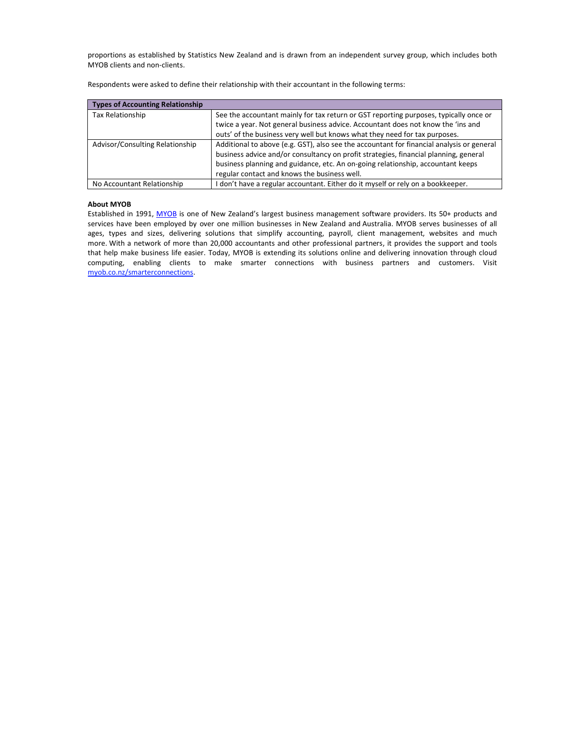proportions as established by Statistics New Zealand and is drawn from an independent survey group, which includes both MYOB clients and non-clients.

Respondents were asked to define their relationship with their accountant in the following terms:

| Types of Accounting Relationship | |
|---|---|
| Tax Relationship | See the accountant mainly for tax return or GST reporting purposes, typically once or twice a year. Not general business advice. Accountant does not know the 'ins and outs' of the business very well but knows what they need for tax purposes. |
| Advisor/Consulting Relationship | Additional to above (e.g. GST), also see the accountant for financial analysis or general business advice and/or consultancy on profit strategies, financial planning, general business planning and guidance, etc. An on-going relationship, accountant keeps regular contact and knows the business well. |
| No Accountant Relationship | I don't have a regular accountant. Either do it myself or rely on a bookkeeper. |

**About MYOB**

Established in 1991, [MYOB](http://www.myob.co.nz) is one of New Zealand's largest business management software providers. Its 50+ products and services have been employed by over one million businesses in New Zealand and Australia. MYOB serves businesses of all ages, types and sizes, delivering solutions that simplify accounting, payroll, client management, websites and much more. With a network of more than 20,000 accountants and other professional partners, it provides the support and tools that help make business life easier. Today, MYOB is extending its solutions online and delivering innovation through cloud computing, enabling clients to make smarter connections with business partners and customers. Visit [myob.co.nz/smarterconnections](http://myob.co.nz/smarterconnections).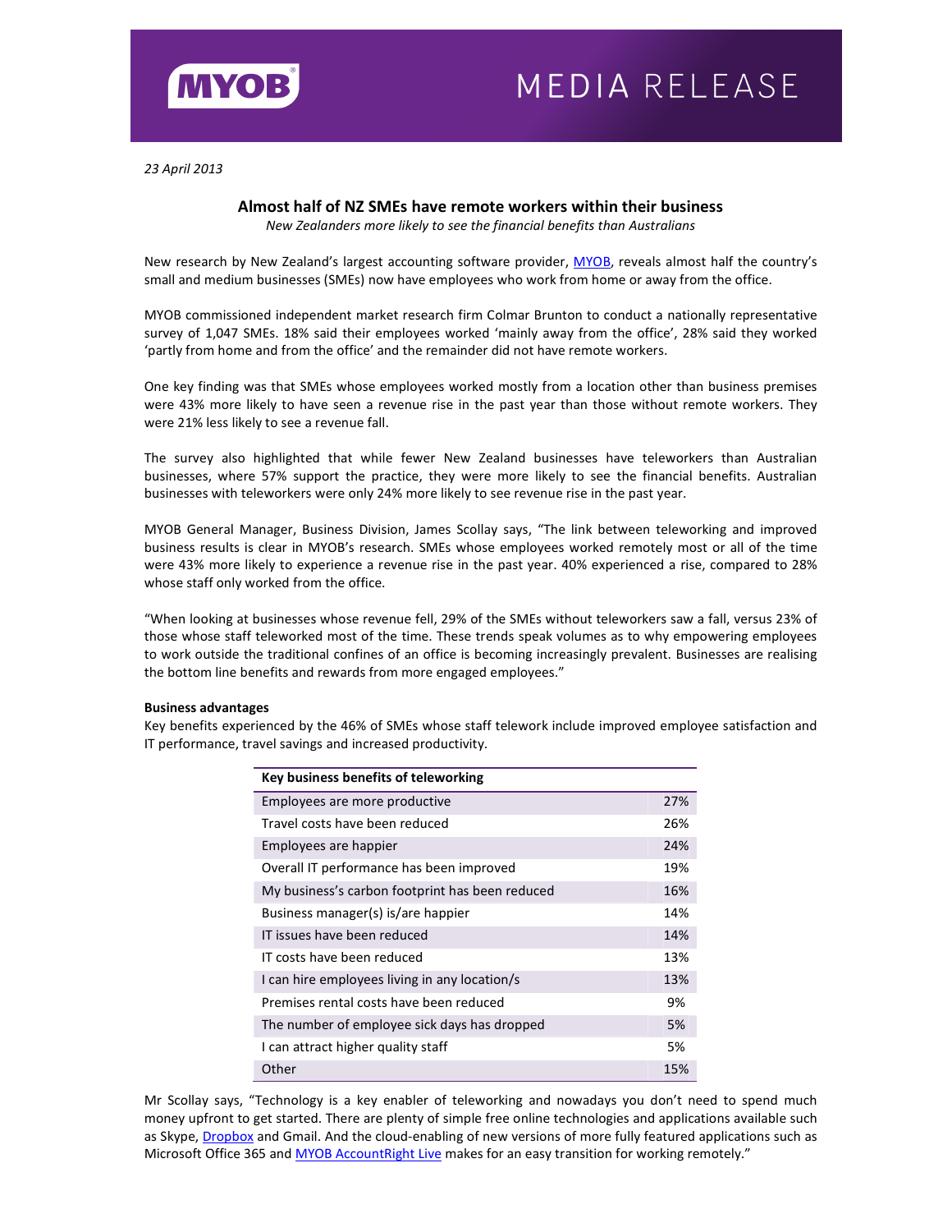MYOB

MEDIA RELEASE

*23 April 2013*

## Almost half of NZ SMEs have remote workers within their business

*New Zealanders more likely to see the financial benefits than Australians*

New research by New Zealand's largest accounting software provider, MYOB, reveals almost half the country's small and medium businesses (SMEs) now have employees who work from home or away from the office.

MYOB commissioned independent market research firm Colmar Brunton to conduct a nationally representative survey of 1,047 SMEs. 18% said their employees worked 'mainly away from the office', 28% said they worked 'partly from home and from the office' and the remainder did not have remote workers.

One key finding was that SMEs whose employees worked mostly from a location other than business premises were 43% more likely to have seen a revenue rise in the past year than those without remote workers. They were 21% less likely to see a revenue fall.

The survey also highlighted that while fewer New Zealand businesses have teleworkers than Australian businesses, where 57% support the practice, they were more likely to see the financial benefits. Australian businesses with teleworkers were only 24% more likely to see revenue rise in the past year.

MYOB General Manager, Business Division, James Scollay says, "The link between teleworking and improved business results is clear in MYOB's research. SMEs whose employees worked remotely most or all of the time were 43% more likely to experience a revenue rise in the past year. 40% experienced a rise, compared to 28% whose staff only worked from the office.

"When looking at businesses whose revenue fell, 29% of the SMEs without teleworkers saw a fall, versus 23% of those whose staff teleworked most of the time. These trends speak volumes as to why empowering employees to work outside the traditional confines of an office is becoming increasingly prevalent. Businesses are realising the bottom line benefits and rewards from more engaged employees."

**Business advantages**

Key benefits experienced by the 46% of SMEs whose staff telework include improved employee satisfaction and IT performance, travel savings and increased productivity.

| Key business benefits of teleworking | |
|---|---|
| Employees are more productive | 27% |
| Travel costs have been reduced | 26% |
| Employees are happier | 24% |
| Overall IT performance has been improved | 19% |
| My business's carbon footprint has been reduced | 16% |
| Business manager(s) is/are happier | 14% |
| IT issues have been reduced | 14% |
| IT costs have been reduced | 13% |
| I can hire employees living in any location/s | 13% |
| Premises rental costs have been reduced | 9% |
| The number of employee sick days has dropped | 5% |
| I can attract higher quality staff | 5% |
| Other | 15% |

Mr Scollay says, "Technology is a key enabler of teleworking and nowadays you don't need to spend much money upfront to get started. There are plenty of simple free online technologies and applications available such as Skype, Dropbox and Gmail. And the cloud-enabling of new versions of more fully featured applications such as Microsoft Office 365 and MYOB AccountRight Live makes for an easy transition for working remotely."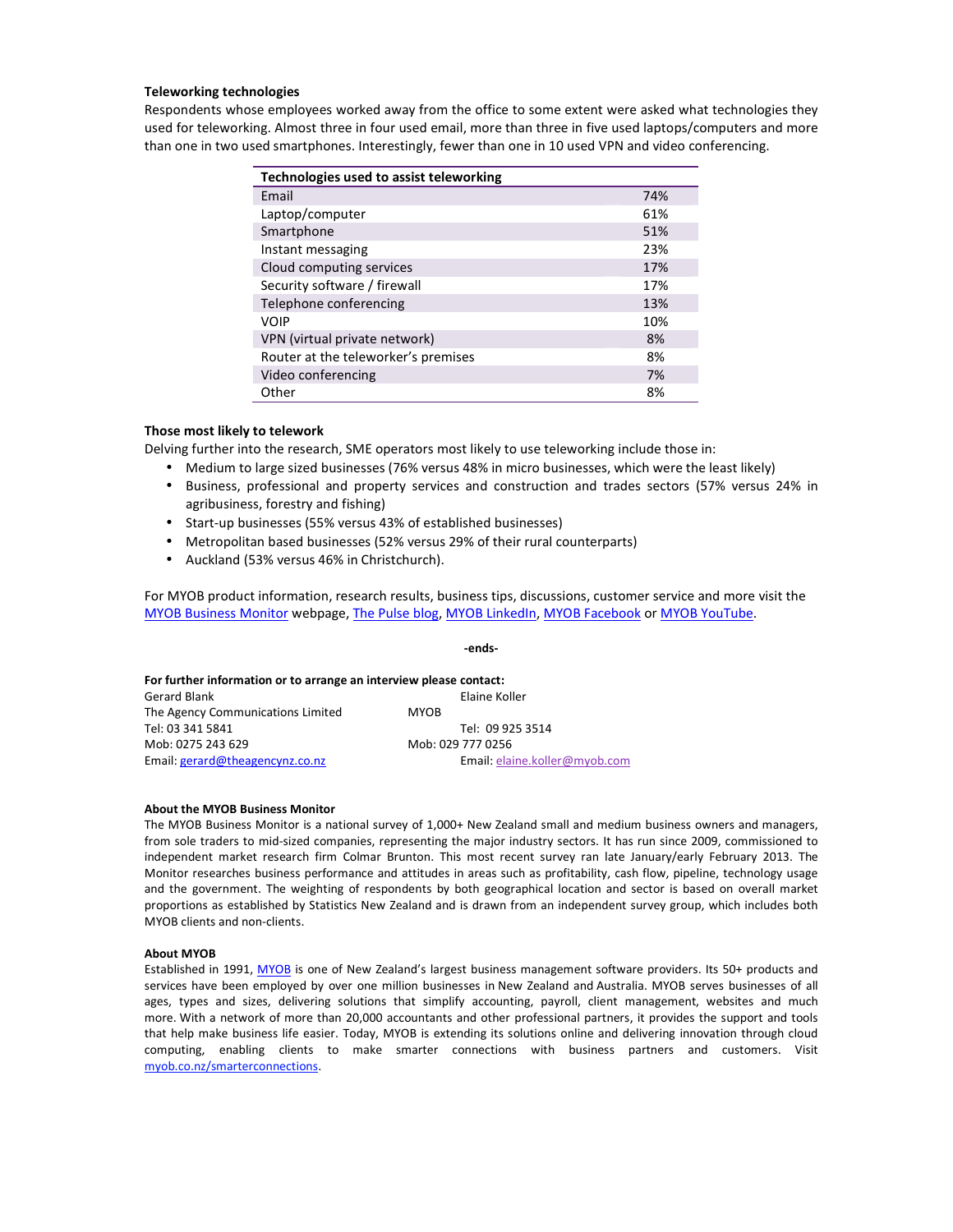**Teleworking technologies**

Respondents whose employees worked away from the office to some extent were asked what technologies they used for teleworking. Almost three in four used email, more than three in five used laptops/computers and more than one in two used smartphones. Interestingly, fewer than one in 10 used VPN and video conferencing.

| Technologies used to assist teleworking | |
|---|---|
| Email | 74% |
| Laptop/computer | 61% |
| Smartphone | 51% |
| Instant messaging | 23% |
| Cloud computing services | 17% |
| Security software / firewall | 17% |
| Telephone conferencing | 13% |
| VOIP | 10% |
| VPN (virtual private network) | 8% |
| Router at the teleworker's premises | 8% |
| Video conferencing | 7% |
| Other | 8% |

**Those most likely to telework**

Delving further into the research, SME operators most likely to use teleworking include those in:

- Medium to large sized businesses (76% versus 48% in micro businesses, which were the least likely)
- Business, professional and property services and construction and trades sectors (57% versus 24% in agribusiness, forestry and fishing)
- Start-up businesses (55% versus 43% of established businesses)
- Metropolitan based businesses (52% versus 29% of their rural counterparts)
- Auckland (53% versus 46% in Christchurch).

For MYOB product information, research results, business tips, discussions, customer service and more visit the MYOB Business Monitor webpage, The Pulse blog, MYOB LinkedIn, MYOB Facebook or MYOB YouTube.

**-ends-**

**For further information or to arrange an interview please contact:**

Gerard Blank
The Agency Communications Limited
Tel: 03 341 5841
Mob: 0275 243 629
Email: gerard@theagencynz.co.nz

Elaine Koller
MYOB
Tel: 09 925 3514
Mob: 029 777 0256
Email: elaine.koller@myob.com

**About the MYOB Business Monitor**

The MYOB Business Monitor is a national survey of 1,000+ New Zealand small and medium business owners and managers, from sole traders to mid-sized companies, representing the major industry sectors. It has run since 2009, commissioned to independent market research firm Colmar Brunton. This most recent survey ran late January/early February 2013. The Monitor researches business performance and attitudes in areas such as profitability, cash flow, pipeline, technology usage and the government. The weighting of respondents by both geographical location and sector is based on overall market proportions as established by Statistics New Zealand and is drawn from an independent survey group, which includes both MYOB clients and non-clients.

**About MYOB**

Established in 1991, MYOB is one of New Zealand's largest business management software providers. Its 50+ products and services have been employed by over one million businesses in New Zealand and Australia. MYOB serves businesses of all ages, types and sizes, delivering solutions that simplify accounting, payroll, client management, websites and much more. With a network of more than 20,000 accountants and other professional partners, it provides the support and tools that help make business life easier. Today, MYOB is extending its solutions online and delivering innovation through cloud computing, enabling clients to make smarter connections with business partners and customers. Visit myob.co.nz/smarterconnections.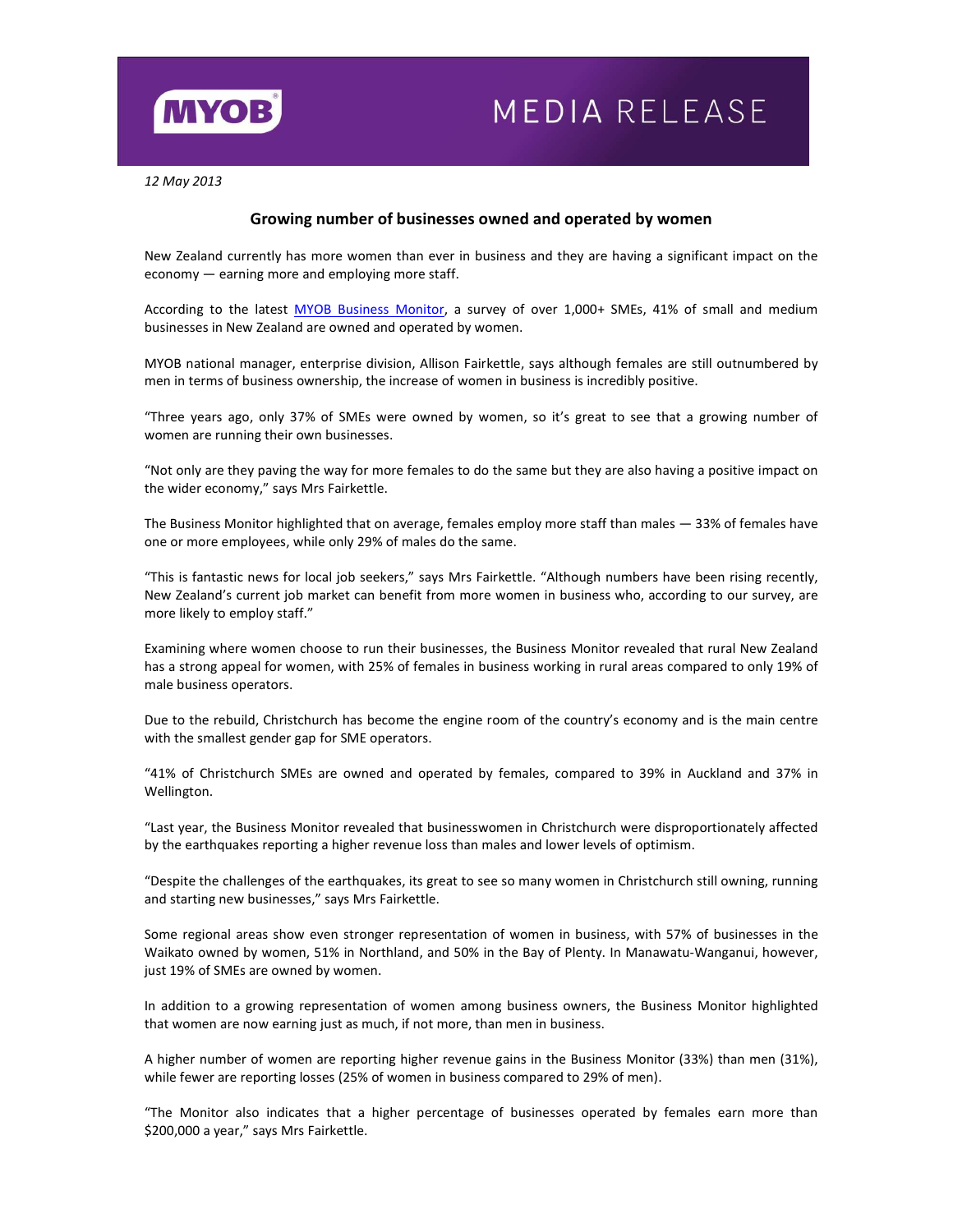MYOB

MEDIA RELEASE

*12 May 2013*

## Growing number of businesses owned and operated by women

New Zealand currently has more women than ever in business and they are having a significant impact on the economy — earning more and employing more staff.

According to the latest MYOB Business Monitor, a survey of over 1,000+ SMEs, 41% of small and medium businesses in New Zealand are owned and operated by women.

MYOB national manager, enterprise division, Allison Fairkettle, says although females are still outnumbered by men in terms of business ownership, the increase of women in business is incredibly positive.

"Three years ago, only 37% of SMEs were owned by women, so it's great to see that a growing number of women are running their own businesses.

"Not only are they paving the way for more females to do the same but they are also having a positive impact on the wider economy," says Mrs Fairkettle.

The Business Monitor highlighted that on average, females employ more staff than males — 33% of females have one or more employees, while only 29% of males do the same.

"This is fantastic news for local job seekers," says Mrs Fairkettle. "Although numbers have been rising recently, New Zealand's current job market can benefit from more women in business who, according to our survey, are more likely to employ staff."

Examining where women choose to run their businesses, the Business Monitor revealed that rural New Zealand has a strong appeal for women, with 25% of females in business working in rural areas compared to only 19% of male business operators.

Due to the rebuild, Christchurch has become the engine room of the country's economy and is the main centre with the smallest gender gap for SME operators.

"41% of Christchurch SMEs are owned and operated by females, compared to 39% in Auckland and 37% in Wellington.

"Last year, the Business Monitor revealed that businesswomen in Christchurch were disproportionately affected by the earthquakes reporting a higher revenue loss than males and lower levels of optimism.

"Despite the challenges of the earthquakes, its great to see so many women in Christchurch still owning, running and starting new businesses," says Mrs Fairkettle.

Some regional areas show even stronger representation of women in business, with 57% of businesses in the Waikato owned by women, 51% in Northland, and 50% in the Bay of Plenty. In Manawatu-Wanganui, however, just 19% of SMEs are owned by women.

In addition to a growing representation of women among business owners, the Business Monitor highlighted that women are now earning just as much, if not more, than men in business.

A higher number of women are reporting higher revenue gains in the Business Monitor (33%) than men (31%), while fewer are reporting losses (25% of women in business compared to 29% of men).

"The Monitor also indicates that a higher percentage of businesses operated by females earn more than $200,000 a year," says Mrs Fairkettle.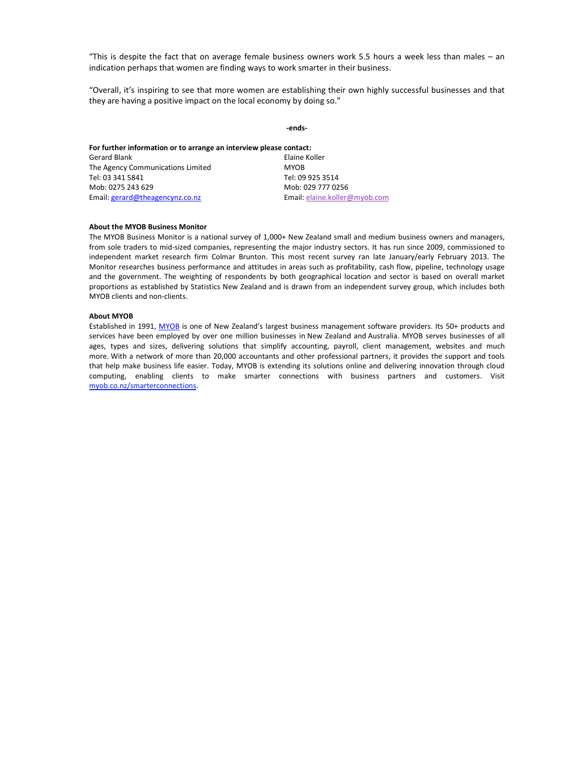"This is despite the fact that on average female business owners work 5.5 hours a week less than males – an indication perhaps that women are finding ways to work smarter in their business.

"Overall, it's inspiring to see that more women are establishing their own highly successful businesses and that they are having a positive impact on the local economy by doing so."

**-ends-**

**For further information or to arrange an interview please contact:**

Gerard Blank
The Agency Communications Limited
Tel: 03 341 5841
Mob: 0275 243 629
Email: gerard@theagencynz.co.nz

Elaine Koller
MYOB
Tel: 09 925 3514
Mob: 029 777 0256
Email: elaine.koller@myob.com

**About the MYOB Business Monitor**

The MYOB Business Monitor is a national survey of 1,000+ New Zealand small and medium business owners and managers, from sole traders to mid-sized companies, representing the major industry sectors. It has run since 2009, commissioned to independent market research firm Colmar Brunton. This most recent survey ran late January/early February 2013. The Monitor researches business performance and attitudes in areas such as profitability, cash flow, pipeline, technology usage and the government. The weighting of respondents by both geographical location and sector is based on overall market proportions as established by Statistics New Zealand and is drawn from an independent survey group, which includes both MYOB clients and non-clients.

**About MYOB**

Established in 1991, MYOB is one of New Zealand's largest business management software providers. Its 50+ products and services have been employed by over one million businesses in New Zealand and Australia. MYOB serves businesses of all ages, types and sizes, delivering solutions that simplify accounting, payroll, client management, websites and much more. With a network of more than 20,000 accountants and other professional partners, it provides the support and tools that help make business life easier. Today, MYOB is extending its solutions online and delivering innovation through cloud computing, enabling clients to make smarter connections with business partners and customers. Visit myob.co.nz/smarterconnections.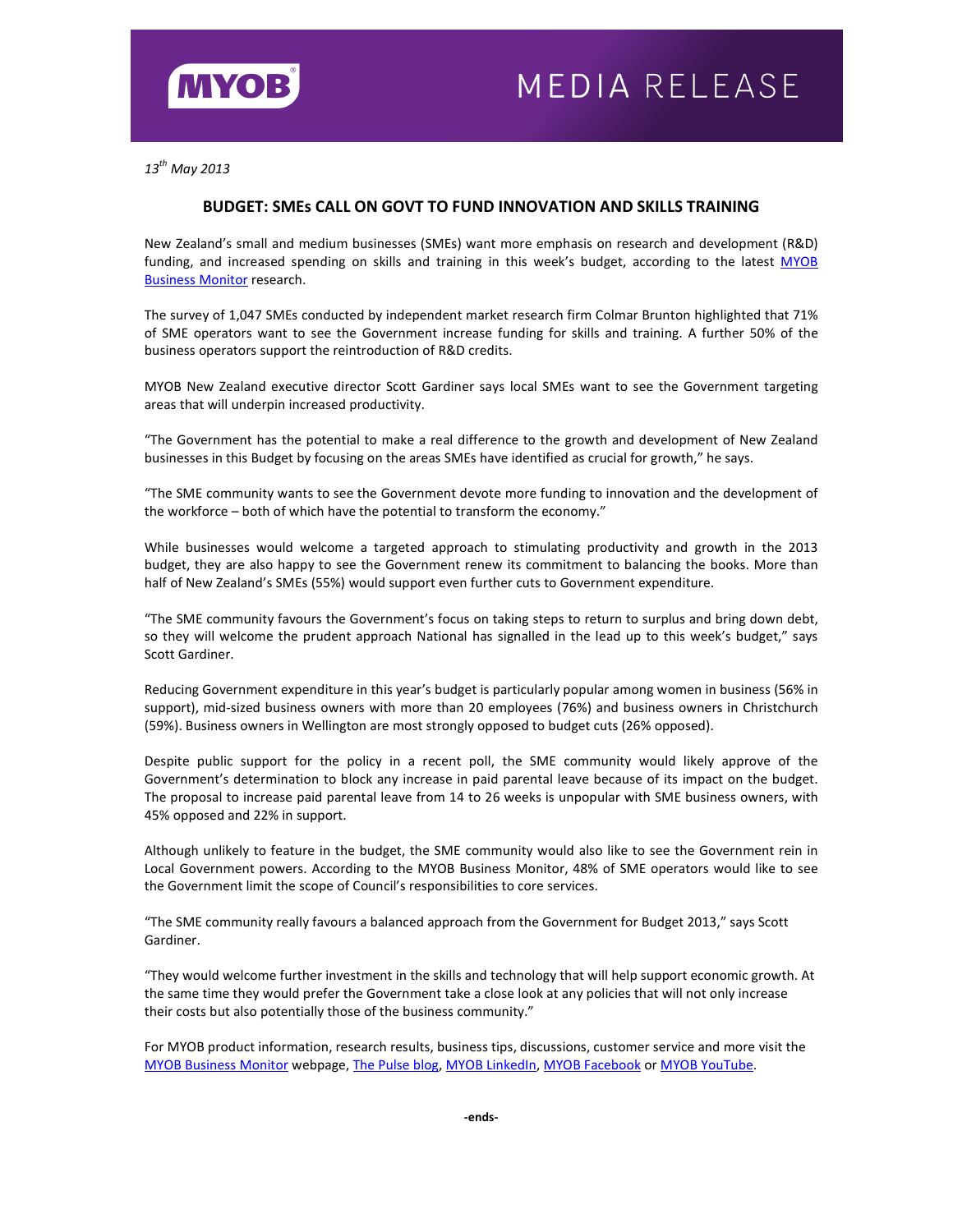MYOB

MEDIA RELEASE

*13th May 2013*

## BUDGET: SMEs CALL ON GOVT TO FUND INNOVATION AND SKILLS TRAINING

New Zealand's small and medium businesses (SMEs) want more emphasis on research and development (R&D) funding, and increased spending on skills and training in this week's budget, according to the latest MYOB Business Monitor research.

The survey of 1,047 SMEs conducted by independent market research firm Colmar Brunton highlighted that 71% of SME operators want to see the Government increase funding for skills and training. A further 50% of the business operators support the reintroduction of R&D credits.

MYOB New Zealand executive director Scott Gardiner says local SMEs want to see the Government targeting areas that will underpin increased productivity.

"The Government has the potential to make a real difference to the growth and development of New Zealand businesses in this Budget by focusing on the areas SMEs have identified as crucial for growth," he says.

"The SME community wants to see the Government devote more funding to innovation and the development of the workforce – both of which have the potential to transform the economy."

While businesses would welcome a targeted approach to stimulating productivity and growth in the 2013 budget, they are also happy to see the Government renew its commitment to balancing the books. More than half of New Zealand's SMEs (55%) would support even further cuts to Government expenditure.

"The SME community favours the Government's focus on taking steps to return to surplus and bring down debt, so they will welcome the prudent approach National has signalled in the lead up to this week's budget," says Scott Gardiner.

Reducing Government expenditure in this year's budget is particularly popular among women in business (56% in support), mid-sized business owners with more than 20 employees (76%) and business owners in Christchurch (59%). Business owners in Wellington are most strongly opposed to budget cuts (26% opposed).

Despite public support for the policy in a recent poll, the SME community would likely approve of the Government's determination to block any increase in paid parental leave because of its impact on the budget. The proposal to increase paid parental leave from 14 to 26 weeks is unpopular with SME business owners, with 45% opposed and 22% in support.

Although unlikely to feature in the budget, the SME community would also like to see the Government rein in Local Government powers. According to the MYOB Business Monitor, 48% of SME operators would like to see the Government limit the scope of Council's responsibilities to core services.

"The SME community really favours a balanced approach from the Government for Budget 2013," says Scott Gardiner.

"They would welcome further investment in the skills and technology that will help support economic growth. At the same time they would prefer the Government take a close look at any policies that will not only increase their costs but also potentially those of the business community."

For MYOB product information, research results, business tips, discussions, customer service and more visit the MYOB Business Monitor webpage, The Pulse blog, MYOB LinkedIn, MYOB Facebook or MYOB YouTube.

**-ends-**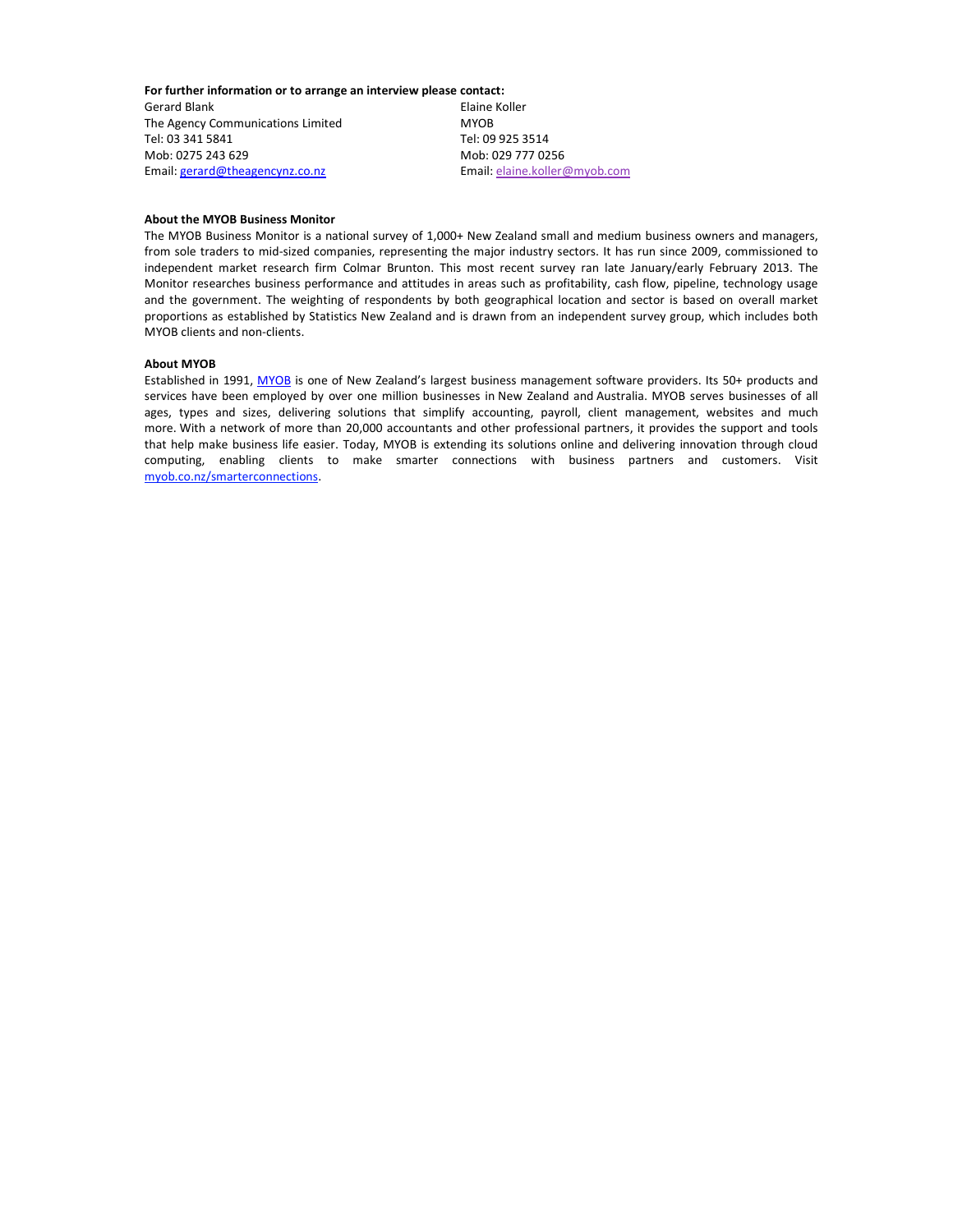**For further information or to arrange an interview please contact:**

Gerard Blank
The Agency Communications Limited
Tel: 03 341 5841
Mob: 0275 243 629
Email: gerard@theagencynz.co.nz

Elaine Koller
MYOB
Tel: 09 925 3514
Mob: 029 777 0256
Email: elaine.koller@myob.com

**About the MYOB Business Monitor**

The MYOB Business Monitor is a national survey of 1,000+ New Zealand small and medium business owners and managers, from sole traders to mid-sized companies, representing the major industry sectors. It has run since 2009, commissioned to independent market research firm Colmar Brunton. This most recent survey ran late January/early February 2013. The Monitor researches business performance and attitudes in areas such as profitability, cash flow, pipeline, technology usage and the government. The weighting of respondents by both geographical location and sector is based on overall market proportions as established by Statistics New Zealand and is drawn from an independent survey group, which includes both MYOB clients and non-clients.

**About MYOB**

Established in 1991, MYOB is one of New Zealand's largest business management software providers. Its 50+ products and services have been employed by over one million businesses in New Zealand and Australia. MYOB serves businesses of all ages, types and sizes, delivering solutions that simplify accounting, payroll, client management, websites and much more. With a network of more than 20,000 accountants and other professional partners, it provides the support and tools that help make business life easier. Today, MYOB is extending its solutions online and delivering innovation through cloud computing, enabling clients to make smarter connections with business partners and customers. Visit myob.co.nz/smarterconnections.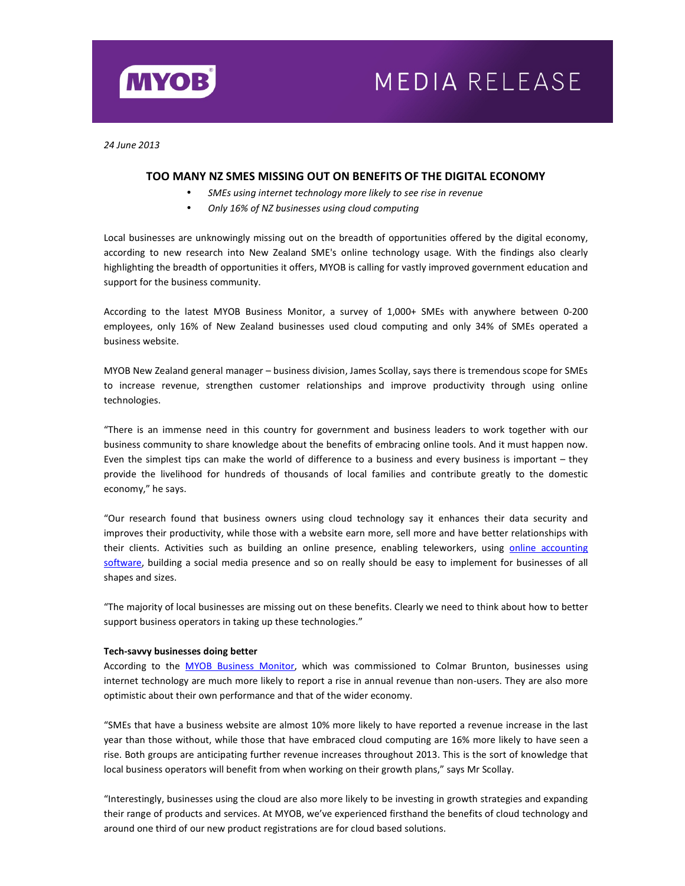MYOB

MEDIA RELEASE

*24 June 2013*

## TOO MANY NZ SMES MISSING OUT ON BENEFITS OF THE DIGITAL ECONOMY

- *SMEs using internet technology more likely to see rise in revenue*
- *Only 16% of NZ businesses using cloud computing*

Local businesses are unknowingly missing out on the breadth of opportunities offered by the digital economy, according to new research into New Zealand SME's online technology usage. With the findings also clearly highlighting the breadth of opportunities it offers, MYOB is calling for vastly improved government education and support for the business community.

According to the latest MYOB Business Monitor, a survey of 1,000+ SMEs with anywhere between 0-200 employees, only 16% of New Zealand businesses used cloud computing and only 34% of SMEs operated a business website.

MYOB New Zealand general manager – business division, James Scollay, says there is tremendous scope for SMEs to increase revenue, strengthen customer relationships and improve productivity through using online technologies.

"There is an immense need in this country for government and business leaders to work together with our business community to share knowledge about the benefits of embracing online tools. And it must happen now. Even the simplest tips can make the world of difference to a business and every business is important – they provide the livelihood for hundreds of thousands of local families and contribute greatly to the domestic economy," he says.

"Our research found that business owners using cloud technology say it enhances their data security and improves their productivity, while those with a website earn more, sell more and have better relationships with their clients. Activities such as building an online presence, enabling teleworkers, using online accounting software, building a social media presence and so on really should be easy to implement for businesses of all shapes and sizes.

"The majority of local businesses are missing out on these benefits. Clearly we need to think about how to better support business operators in taking up these technologies."

**Tech-savvy businesses doing better**

According to the MYOB Business Monitor, which was commissioned to Colmar Brunton, businesses using internet technology are much more likely to report a rise in annual revenue than non-users. They are also more optimistic about their own performance and that of the wider economy.

"SMEs that have a business website are almost 10% more likely to have reported a revenue increase in the last year than those without, while those that have embraced cloud computing are 16% more likely to have seen a rise. Both groups are anticipating further revenue increases throughout 2013. This is the sort of knowledge that local business operators will benefit from when working on their growth plans," says Mr Scollay.

"Interestingly, businesses using the cloud are also more likely to be investing in growth strategies and expanding their range of products and services. At MYOB, we've experienced firsthand the benefits of cloud technology and around one third of our new product registrations are for cloud based solutions.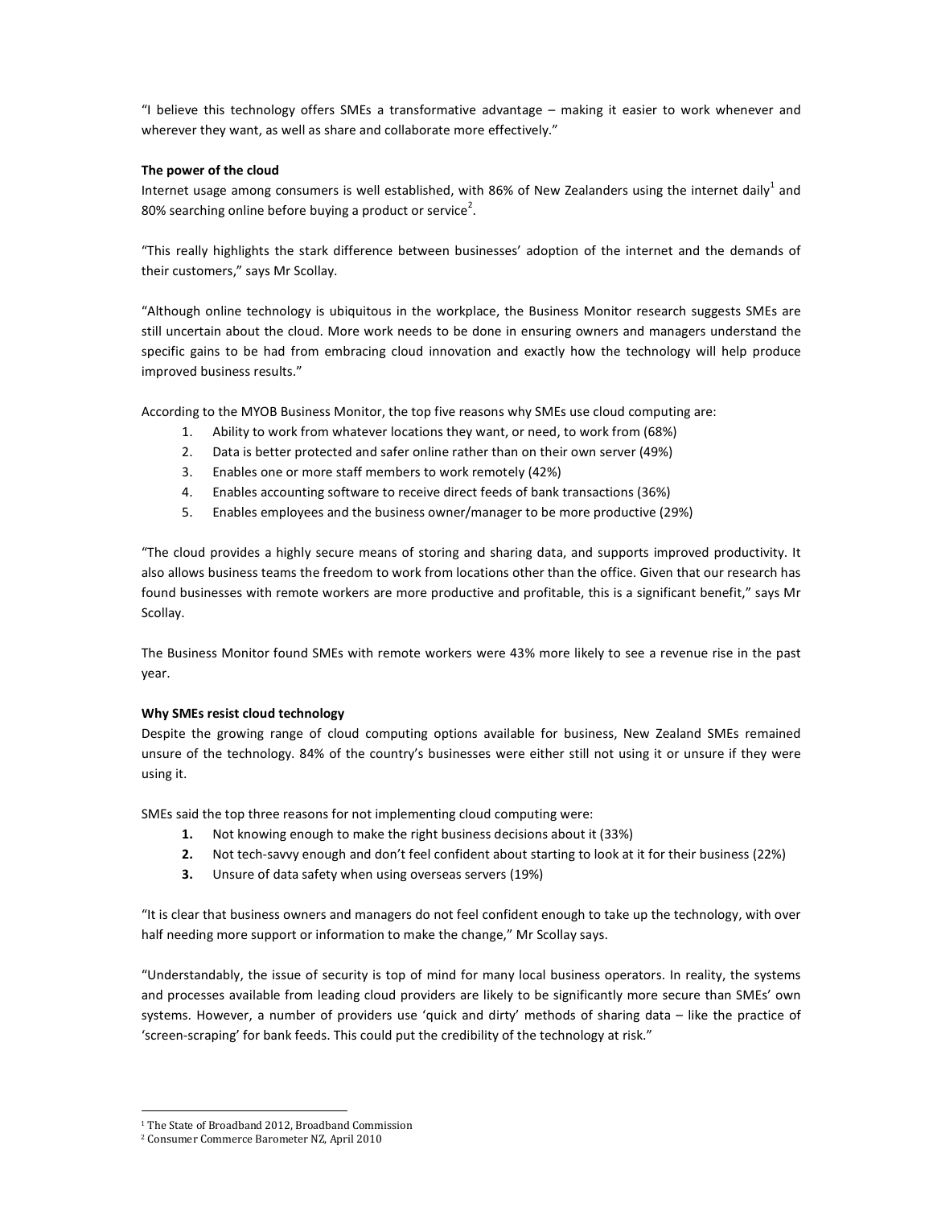"I believe this technology offers SMEs a transformative advantage – making it easier to work whenever and wherever they want, as well as share and collaborate more effectively."

**The power of the cloud**

Internet usage among consumers is well established, with 86% of New Zealanders using the internet daily[1] and 80% searching online before buying a product or service[2].

"This really highlights the stark difference between businesses' adoption of the internet and the demands of their customers," says Mr Scollay.

"Although online technology is ubiquitous in the workplace, the Business Monitor research suggests SMEs are still uncertain about the cloud. More work needs to be done in ensuring owners and managers understand the specific gains to be had from embracing cloud innovation and exactly how the technology will help produce improved business results."

According to the MYOB Business Monitor, the top five reasons why SMEs use cloud computing are:

1. Ability to work from whatever locations they want, or need, to work from (68%)
2. Data is better protected and safer online rather than on their own server (49%)
3. Enables one or more staff members to work remotely (42%)
4. Enables accounting software to receive direct feeds of bank transactions (36%)
5. Enables employees and the business owner/manager to be more productive (29%)

"The cloud provides a highly secure means of storing and sharing data, and supports improved productivity. It also allows business teams the freedom to work from locations other than the office. Given that our research has found businesses with remote workers are more productive and profitable, this is a significant benefit," says Mr Scollay.

The Business Monitor found SMEs with remote workers were 43% more likely to see a revenue rise in the past year.

**Why SMEs resist cloud technology**

Despite the growing range of cloud computing options available for business, New Zealand SMEs remained unsure of the technology. 84% of the country's businesses were either still not using it or unsure if they were using it.

SMEs said the top three reasons for not implementing cloud computing were:

1. Not knowing enough to make the right business decisions about it (33%)
2. Not tech-savvy enough and don't feel confident about starting to look at it for their business (22%)
3. Unsure of data safety when using overseas servers (19%)

"It is clear that business owners and managers do not feel confident enough to take up the technology, with over half needing more support or information to make the change," Mr Scollay says.

"Understandably, the issue of security is top of mind for many local business operators. In reality, the systems and processes available from leading cloud providers are likely to be significantly more secure than SMEs' own systems. However, a number of providers use 'quick and dirty' methods of sharing data – like the practice of 'screen-scraping' for bank feeds. This could put the credibility of the technology at risk."

---

[1] The State of Broadband 2012, Broadband Commission

[2] Consumer Commerce Barometer NZ, April 2010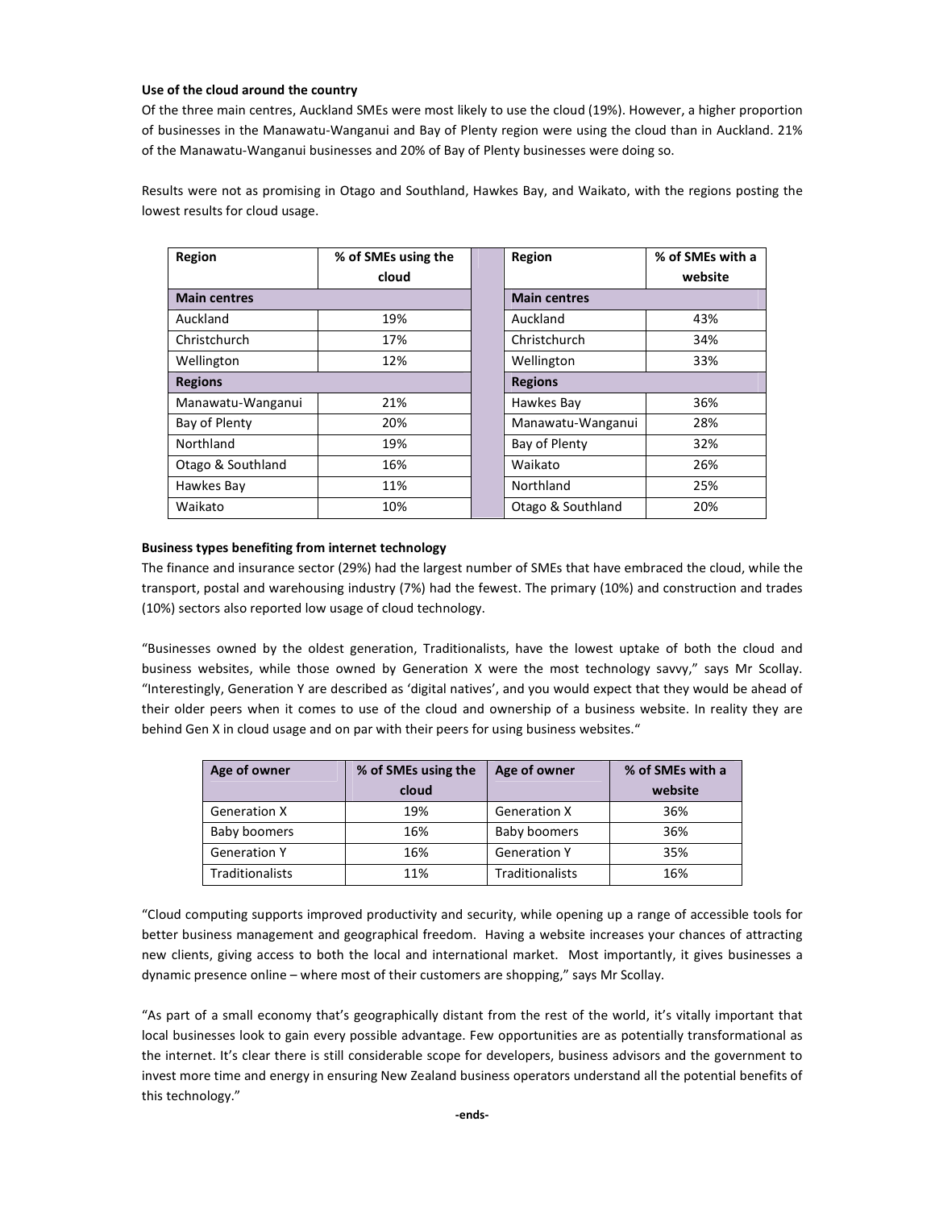**Use of the cloud around the country**

Of the three main centres, Auckland SMEs were most likely to use the cloud (19%). However, a higher proportion of businesses in the Manawatu-Wanganui and Bay of Plenty region were using the cloud than in Auckland. 21% of the Manawatu-Wanganui businesses and 20% of Bay of Plenty businesses were doing so.

Results were not as promising in Otago and Southland, Hawkes Bay, and Waikato, with the regions posting the lowest results for cloud usage.

| Region | % of SMEs using the cloud | | Region | % of SMEs with a website |
|---|---|---|---|---|
| **Main centres** | | | **Main centres** | |
| Auckland | 19% | | Auckland | 43% |
| Christchurch | 17% | | Christchurch | 34% |
| Wellington | 12% | | Wellington | 33% |
| **Regions** | | | **Regions** | |
| Manawatu-Wanganui | 21% | | Hawkes Bay | 36% |
| Bay of Plenty | 20% | | Manawatu-Wanganui | 28% |
| Northland | 19% | | Bay of Plenty | 32% |
| Otago & Southland | 16% | | Waikato | 26% |
| Hawkes Bay | 11% | | Northland | 25% |
| Waikato | 10% | | Otago & Southland | 20% |

**Business types benefiting from internet technology**

The finance and insurance sector (29%) had the largest number of SMEs that have embraced the cloud, while the transport, postal and warehousing industry (7%) had the fewest. The primary (10%) and construction and trades (10%) sectors also reported low usage of cloud technology.

"Businesses owned by the oldest generation, Traditionalists, have the lowest uptake of both the cloud and business websites, while those owned by Generation X were the most technology savvy," says Mr Scollay. "Interestingly, Generation Y are described as 'digital natives', and you would expect that they would be ahead of their older peers when it comes to use of the cloud and ownership of a business website. In reality they are behind Gen X in cloud usage and on par with their peers for using business websites."

| Age of owner | % of SMEs using the cloud | Age of owner | % of SMEs with a website |
|---|---|---|---|
| Generation X | 19% | Generation X | 36% |
| Baby boomers | 16% | Baby boomers | 36% |
| Generation Y | 16% | Generation Y | 35% |
| Traditionalists | 11% | Traditionalists | 16% |

"Cloud computing supports improved productivity and security, while opening up a range of accessible tools for better business management and geographical freedom. Having a website increases your chances of attracting new clients, giving access to both the local and international market. Most importantly, it gives businesses a dynamic presence online – where most of their customers are shopping," says Mr Scollay.

"As part of a small economy that's geographically distant from the rest of the world, it's vitally important that local businesses look to gain every possible advantage. Few opportunities are as potentially transformational as the internet. It's clear there is still considerable scope for developers, business advisors and the government to invest more time and energy in ensuring New Zealand business operators understand all the potential benefits of this technology."

**-ends-**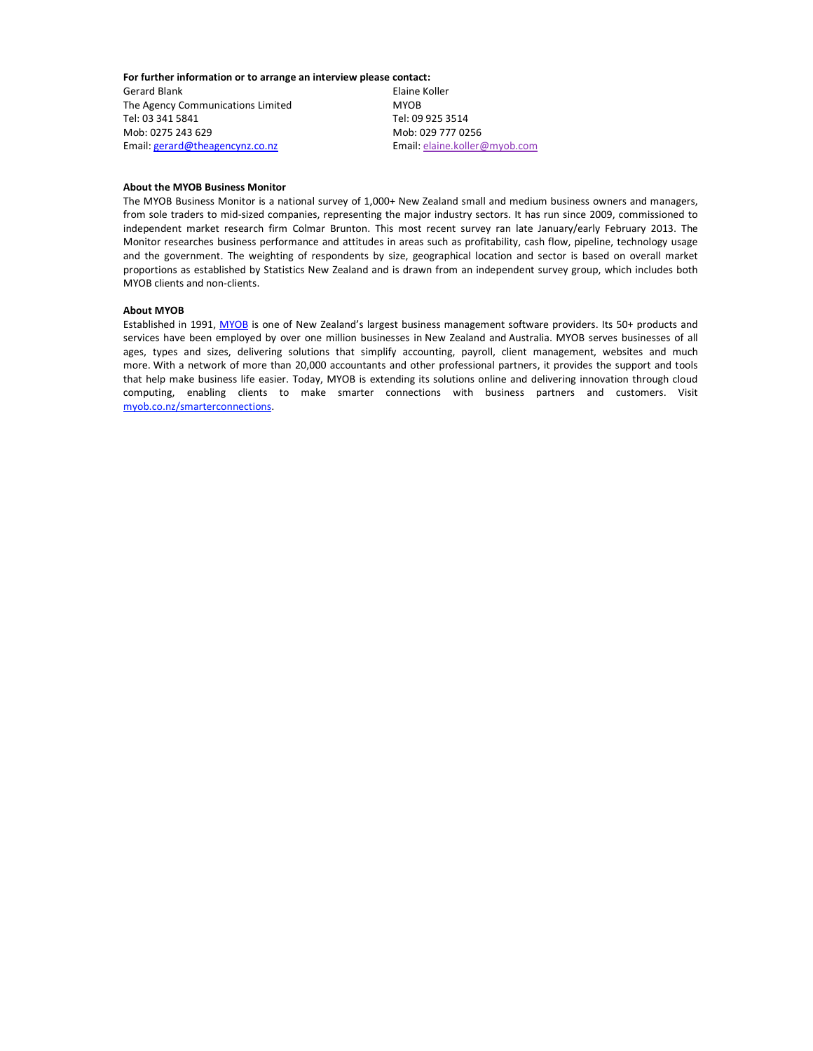**For further information or to arrange an interview please contact:**

Gerard Blank
The Agency Communications Limited
Tel: 03 341 5841
Mob: 0275 243 629
Email: gerard@theagencynz.co.nz

Elaine Koller
MYOB
Tel: 09 925 3514
Mob: 029 777 0256
Email: elaine.koller@myob.com

**About the MYOB Business Monitor**

The MYOB Business Monitor is a national survey of 1,000+ New Zealand small and medium business owners and managers, from sole traders to mid-sized companies, representing the major industry sectors. It has run since 2009, commissioned to independent market research firm Colmar Brunton. This most recent survey ran late January/early February 2013. The Monitor researches business performance and attitudes in areas such as profitability, cash flow, pipeline, technology usage and the government. The weighting of respondents by size, geographical location and sector is based on overall market proportions as established by Statistics New Zealand and is drawn from an independent survey group, which includes both MYOB clients and non-clients.

**About MYOB**

Established in 1991, MYOB is one of New Zealand's largest business management software providers. Its 50+ products and services have been employed by over one million businesses in New Zealand and Australia. MYOB serves businesses of all ages, types and sizes, delivering solutions that simplify accounting, payroll, client management, websites and much more. With a network of more than 20,000 accountants and other professional partners, it provides the support and tools that help make business life easier. Today, MYOB is extending its solutions online and delivering innovation through cloud computing, enabling clients to make smarter connections with business partners and customers. Visit myob.co.nz/smarterconnections.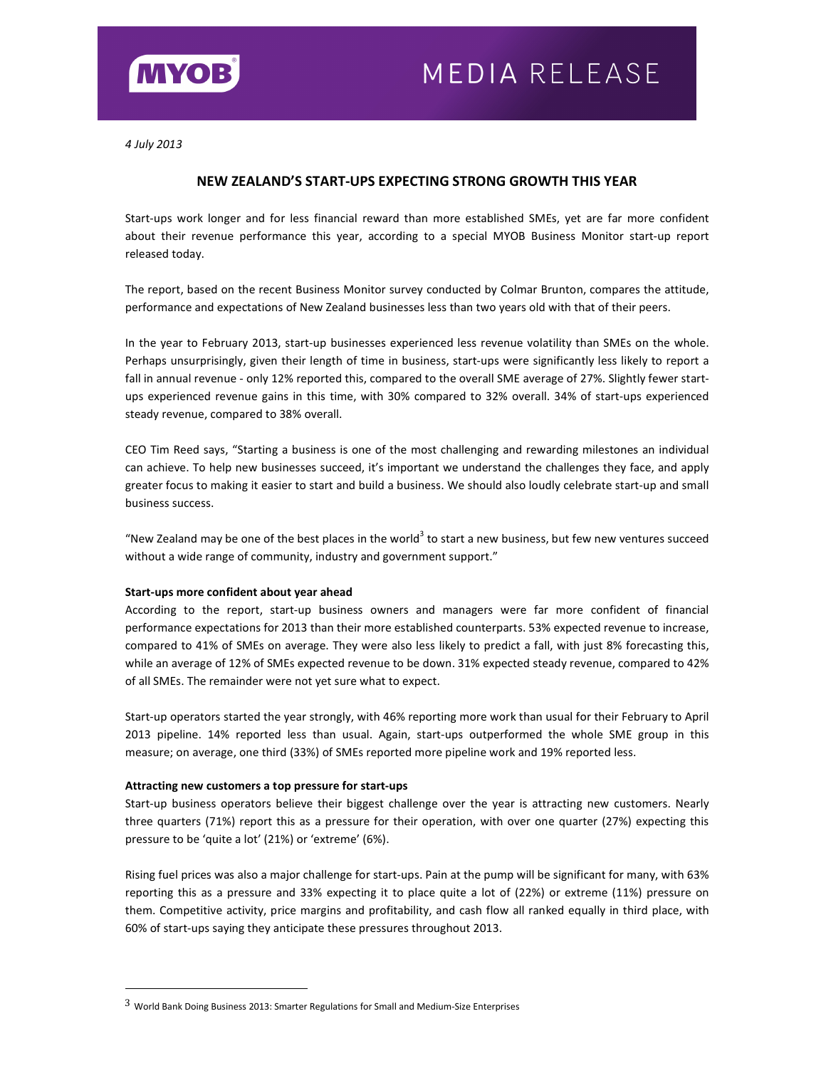MYOB

MEDIA RELEASE

*4 July 2013*

## NEW ZEALAND'S START-UPS EXPECTING STRONG GROWTH THIS YEAR

Start-ups work longer and for less financial reward than more established SMEs, yet are far more confident about their revenue performance this year, according to a special MYOB Business Monitor start-up report released today.

The report, based on the recent Business Monitor survey conducted by Colmar Brunton, compares the attitude, performance and expectations of New Zealand businesses less than two years old with that of their peers.

In the year to February 2013, start-up businesses experienced less revenue volatility than SMEs on the whole. Perhaps unsurprisingly, given their length of time in business, start-ups were significantly less likely to report a fall in annual revenue - only 12% reported this, compared to the overall SME average of 27%. Slightly fewer start-ups experienced revenue gains in this time, with 30% compared to 32% overall. 34% of start-ups experienced steady revenue, compared to 38% overall.

CEO Tim Reed says, "Starting a business is one of the most challenging and rewarding milestones an individual can achieve. To help new businesses succeed, it's important we understand the challenges they face, and apply greater focus to making it easier to start and build a business. We should also loudly celebrate start-up and small business success.

"New Zealand may be one of the best places in the world[3] to start a new business, but few new ventures succeed without a wide range of community, industry and government support."

**Start-ups more confident about year ahead**

According to the report, start-up business owners and managers were far more confident of financial performance expectations for 2013 than their more established counterparts. 53% expected revenue to increase, compared to 41% of SMEs on average. They were also less likely to predict a fall, with just 8% forecasting this, while an average of 12% of SMEs expected revenue to be down. 31% expected steady revenue, compared to 42% of all SMEs. The remainder were not yet sure what to expect.

Start-up operators started the year strongly, with 46% reporting more work than usual for their February to April 2013 pipeline. 14% reported less than usual. Again, start-ups outperformed the whole SME group in this measure; on average, one third (33%) of SMEs reported more pipeline work and 19% reported less.

**Attracting new customers a top pressure for start-ups**

Start-up business operators believe their biggest challenge over the year is attracting new customers. Nearly three quarters (71%) report this as a pressure for their operation, with over one quarter (27%) expecting this pressure to be 'quite a lot' (21%) or 'extreme' (6%).

Rising fuel prices was also a major challenge for start-ups. Pain at the pump will be significant for many, with 63% reporting this as a pressure and 33% expecting it to place quite a lot of (22%) or extreme (11%) pressure on them. Competitive activity, price margins and profitability, and cash flow all ranked equally in third place, with 60% of start-ups saying they anticipate these pressures throughout 2013.

---

[3] World Bank Doing Business 2013: Smarter Regulations for Small and Medium-Size Enterprises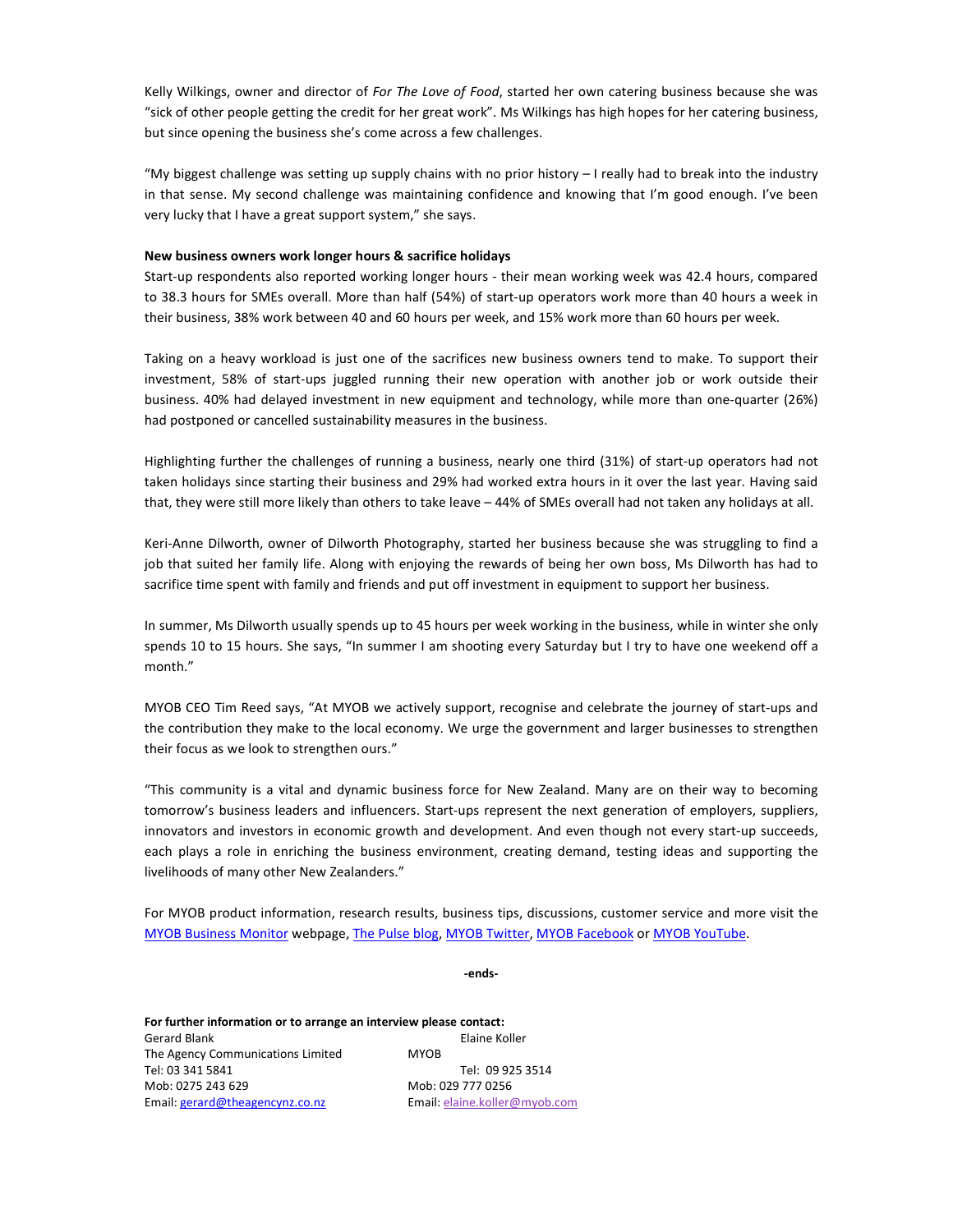Kelly Wilkings, owner and director of *For The Love of Food*, started her own catering business because she was "sick of other people getting the credit for her great work". Ms Wilkings has high hopes for her catering business, but since opening the business she's come across a few challenges.

"My biggest challenge was setting up supply chains with no prior history – I really had to break into the industry in that sense. My second challenge was maintaining confidence and knowing that I'm good enough. I've been very lucky that I have a great support system," she says.

**New business owners work longer hours & sacrifice holidays**

Start-up respondents also reported working longer hours - their mean working week was 42.4 hours, compared to 38.3 hours for SMEs overall. More than half (54%) of start-up operators work more than 40 hours a week in their business, 38% work between 40 and 60 hours per week, and 15% work more than 60 hours per week.

Taking on a heavy workload is just one of the sacrifices new business owners tend to make. To support their investment, 58% of start-ups juggled running their new operation with another job or work outside their business. 40% had delayed investment in new equipment and technology, while more than one-quarter (26%) had postponed or cancelled sustainability measures in the business.

Highlighting further the challenges of running a business, nearly one third (31%) of start-up operators had not taken holidays since starting their business and 29% had worked extra hours in it over the last year. Having said that, they were still more likely than others to take leave – 44% of SMEs overall had not taken any holidays at all.

Keri-Anne Dilworth, owner of Dilworth Photography, started her business because she was struggling to find a job that suited her family life. Along with enjoying the rewards of being her own boss, Ms Dilworth has had to sacrifice time spent with family and friends and put off investment in equipment to support her business.

In summer, Ms Dilworth usually spends up to 45 hours per week working in the business, while in winter she only spends 10 to 15 hours. She says, "In summer I am shooting every Saturday but I try to have one weekend off a month."

MYOB CEO Tim Reed says, "At MYOB we actively support, recognise and celebrate the journey of start-ups and the contribution they make to the local economy. We urge the government and larger businesses to strengthen their focus as we look to strengthen ours."

"This community is a vital and dynamic business force for New Zealand. Many are on their way to becoming tomorrow's business leaders and influencers. Start-ups represent the next generation of employers, suppliers, innovators and investors in economic growth and development. And even though not every start-up succeeds, each plays a role in enriching the business environment, creating demand, testing ideas and supporting the livelihoods of many other New Zealanders."

For MYOB product information, research results, business tips, discussions, customer service and more visit the MYOB Business Monitor webpage, The Pulse blog, MYOB Twitter, MYOB Facebook or MYOB YouTube.

**-ends-**

**For further information or to arrange an interview please contact:**

Gerard Blank
The Agency Communications Limited
Tel: 03 341 5841
Mob: 0275 243 629
Email: gerard@theagencynz.co.nz

Elaine Koller
MYOB
Tel: 09 925 3514
Mob: 029 777 0256
Email: elaine.koller@myob.com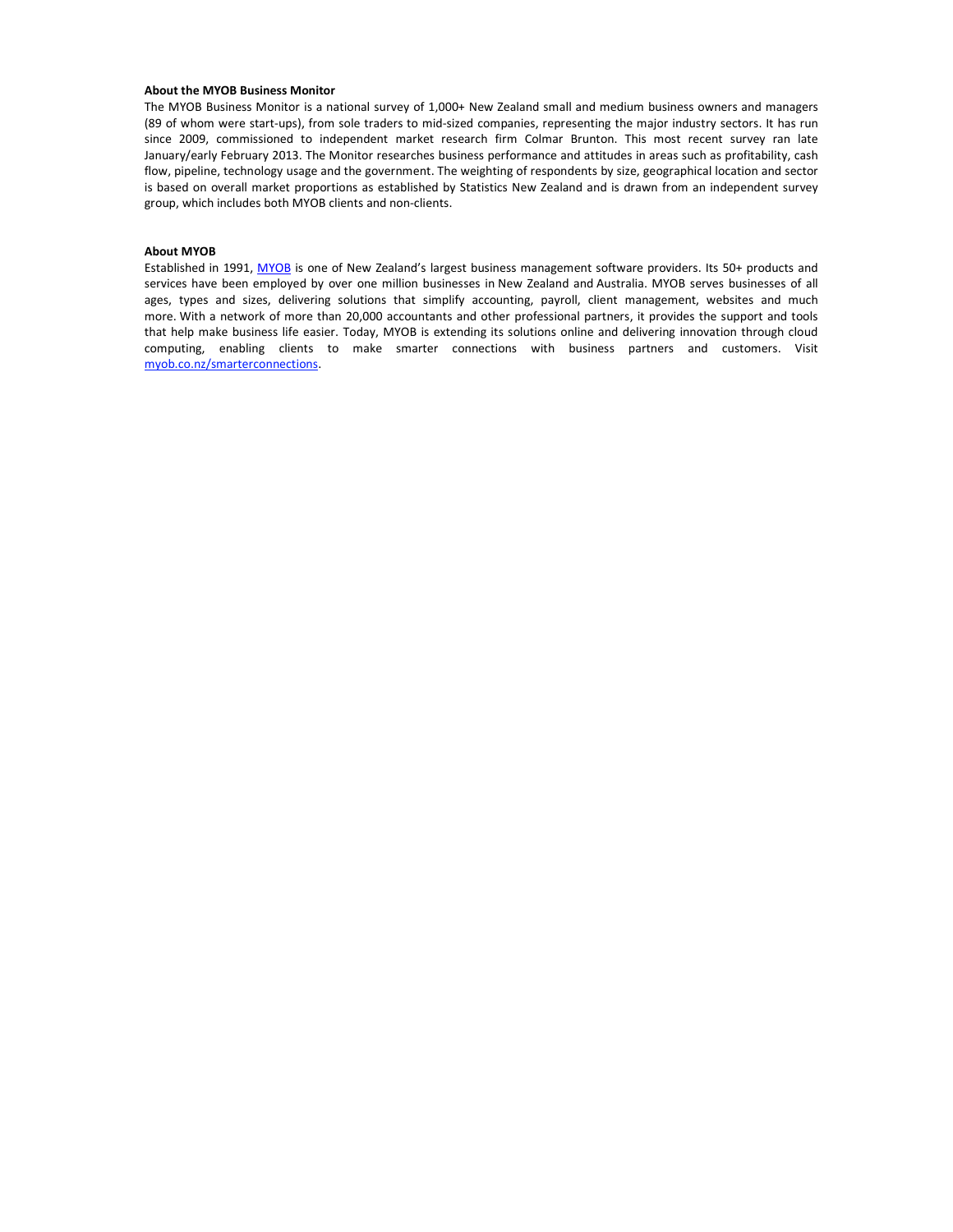**About the MYOB Business Monitor**

The MYOB Business Monitor is a national survey of 1,000+ New Zealand small and medium business owners and managers (89 of whom were start-ups), from sole traders to mid-sized companies, representing the major industry sectors. It has run since 2009, commissioned to independent market research firm Colmar Brunton. This most recent survey ran late January/early February 2013. The Monitor researches business performance and attitudes in areas such as profitability, cash flow, pipeline, technology usage and the government. The weighting of respondents by size, geographical location and sector is based on overall market proportions as established by Statistics New Zealand and is drawn from an independent survey group, which includes both MYOB clients and non-clients.

**About MYOB**

Established in 1991, [MYOB](MYOB) is one of New Zealand's largest business management software providers. Its 50+ products and services have been employed by over one million businesses in New Zealand and Australia. MYOB serves businesses of all ages, types and sizes, delivering solutions that simplify accounting, payroll, client management, websites and much more. With a network of more than 20,000 accountants and other professional partners, it provides the support and tools that help make business life easier. Today, MYOB is extending its solutions online and delivering innovation through cloud computing, enabling clients to make smarter connections with business partners and customers. Visit [myob.co.nz/smarterconnections](myob.co.nz/smarterconnections).